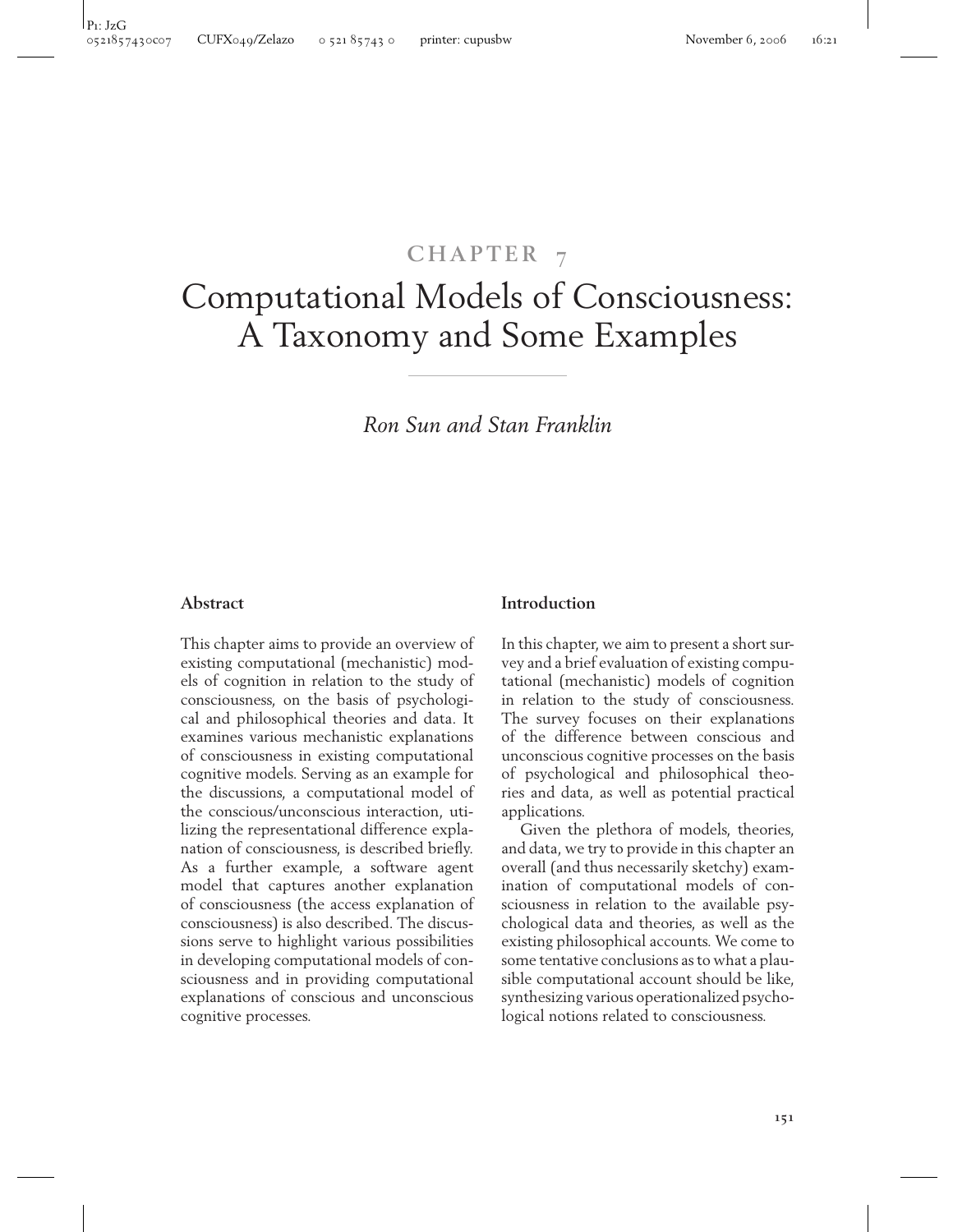# CHAPTER 7

# Computational Models of Consciousness: A Taxonomy and Some Examples

*Ron Sun and Stan Franklin*

## Abstract

This chapter aims to provide an overview of existing computational (mechanistic) models of cognition in relation to the study of consciousness, on the basis of psychological and philosophical theories and data. It examines various mechanistic explanations of consciousness in existing computational cognitive models. Serving as an example for the discussions, a computational model of the conscious/unconscious interaction, utilizing the representational difference explanation of consciousness, is described briefly. As a further example, a software agent model that captures another explanation of consciousness (the access explanation of consciousness) is also described. The discussions serve to highlight various possibilities in developing computational models of consciousness and in providing computational explanations of conscious and unconscious cognitive processes.

## Introduction

In this chapter, we aim to present a short survey and a brief evaluation of existing computational (mechanistic) models of cognition in relation to the study of consciousness. The survey focuses on their explanations of the difference between conscious and unconscious cognitive processes on the basis of psychological and philosophical theories and data, as well as potential practical applications.

Given the plethora of models, theories, and data, we try to provide in this chapter an overall (and thus necessarily sketchy) examination of computational models of consciousness in relation to the available psychological data and theories, as well as the existing philosophical accounts. We come to some tentative conclusions as to what a plausible computational account should be like, synthesizing various operationalized psychological notions related to consciousness.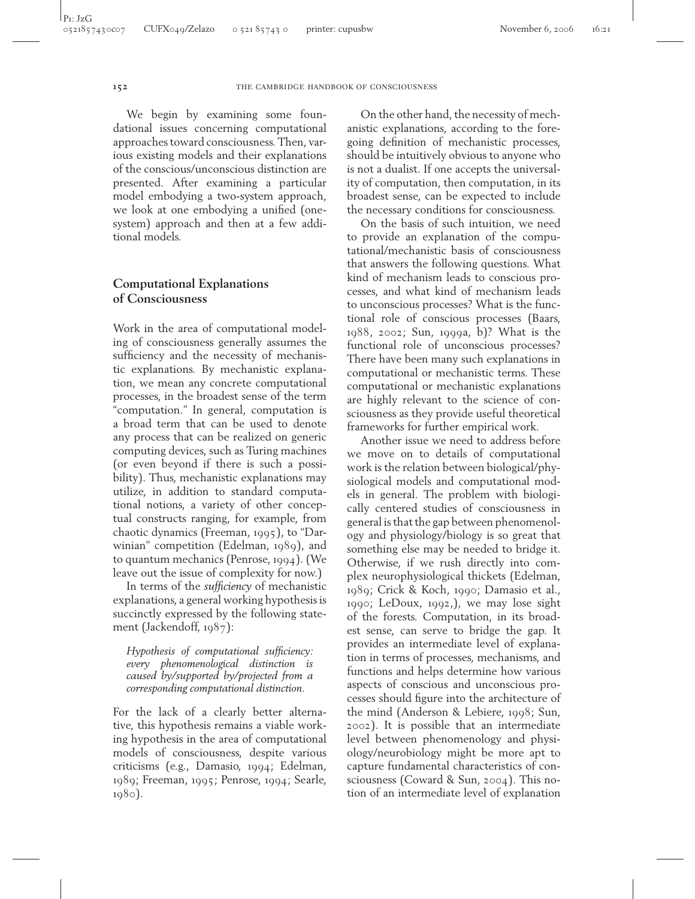We begin by examining some foundational issues concerning computational approaches toward consciousness. Then, various existing models and their explanations of the conscious/unconscious distinction are presented. After examining a particular model embodying a two-system approach, we look at one embodying a unified (one-system) approach and then at a few additional models.

## Computational Explanations of Consciousness

Work in the area of computational modeling of consciousness generally assumes the sufficiency and the necessity of mechanistic explanations. By mechanistic explanation, we mean any concrete computational processes, in the broadest sense of the term "computation." In general, computation is a broad term that can be used to denote any process that can be realized on generic computing devices, such as Turing machines (or even beyond if there is such a possibility). Thus, mechanistic explanations may utilize, in addition to standard computational notions, a variety of other conceptual constructs ranging, for example, from chaotic dynamics (Freeman, 1995), to "Darwinian" competition (Edelman, 1989), and to quantum mechanics (Penrose, 1994). (We leave out the issue of complexity for now.)

In terms of the *sufficiency* of mechanistic explanations, a general working hypothesis is succinctly expressed by the following statement (Jackendoff, 1987):

> *Hypothesis of computational sufficiency: every phenomenological distinction is caused by/supported by/projected from a corresponding computational distinction.*

For the lack of a clearly better alternative, this hypothesis remains a viable working hypothesis in the area of computational models of consciousness, despite various criticisms (e.g., Damasio, 1994; Edelman, 1989; Freeman, 1995; Penrose, 1994; Searle, 1980).

On the other hand, the necessity of mechanistic explanations, according to the foregoing definition of mechanistic processes, should be intuitively obvious to anyone who is not a dualist. If one accepts the universality of computation, then computation, in its broadest sense, can be expected to include the necessary conditions for consciousness.

On the basis of such intuition, we need to provide an explanation of the computational/mechanistic basis of consciousness that answers the following questions. What kind of mechanism leads to conscious processes, and what kind of mechanism leads to unconscious processes? What is the functional role of conscious processes (Baars, 1988, 2002; Sun, 1999a, b)? What is the functional role of unconscious processes? There have been many such explanations in computational or mechanistic terms. These computational or mechanistic explanations are highly relevant to the science of consciousness as they provide useful theoretical frameworks for further empirical work.

Another issue we need to address before we move on to details of computational work is the relation between biological/physiological models and computational models in general. The problem with biologically centered studies of consciousness in general is that the gap between phenomenology and physiology/biology is so great that something else may be needed to bridge it. Otherwise, if we rush directly into complex neurophysiological thickets (Edelman, 1989; Crick & Koch, 1990; Damasio et al., 1990; LeDoux, 1992,), we may lose sight of the forests. Computation, in its broadest sense, can serve to bridge the gap. It provides an intermediate level of explanation in terms of processes, mechanisms, and functions and helps determine how various aspects of conscious and unconscious processes should figure into the architecture of the mind (Anderson & Lebiere, 1998; Sun, 2002). It is possible that an intermediate level between phenomenology and physiology/neurobiology might be more apt to capture fundamental characteristics of consciousness (Coward & Sun, 2004). This notion of an intermediate level of explanation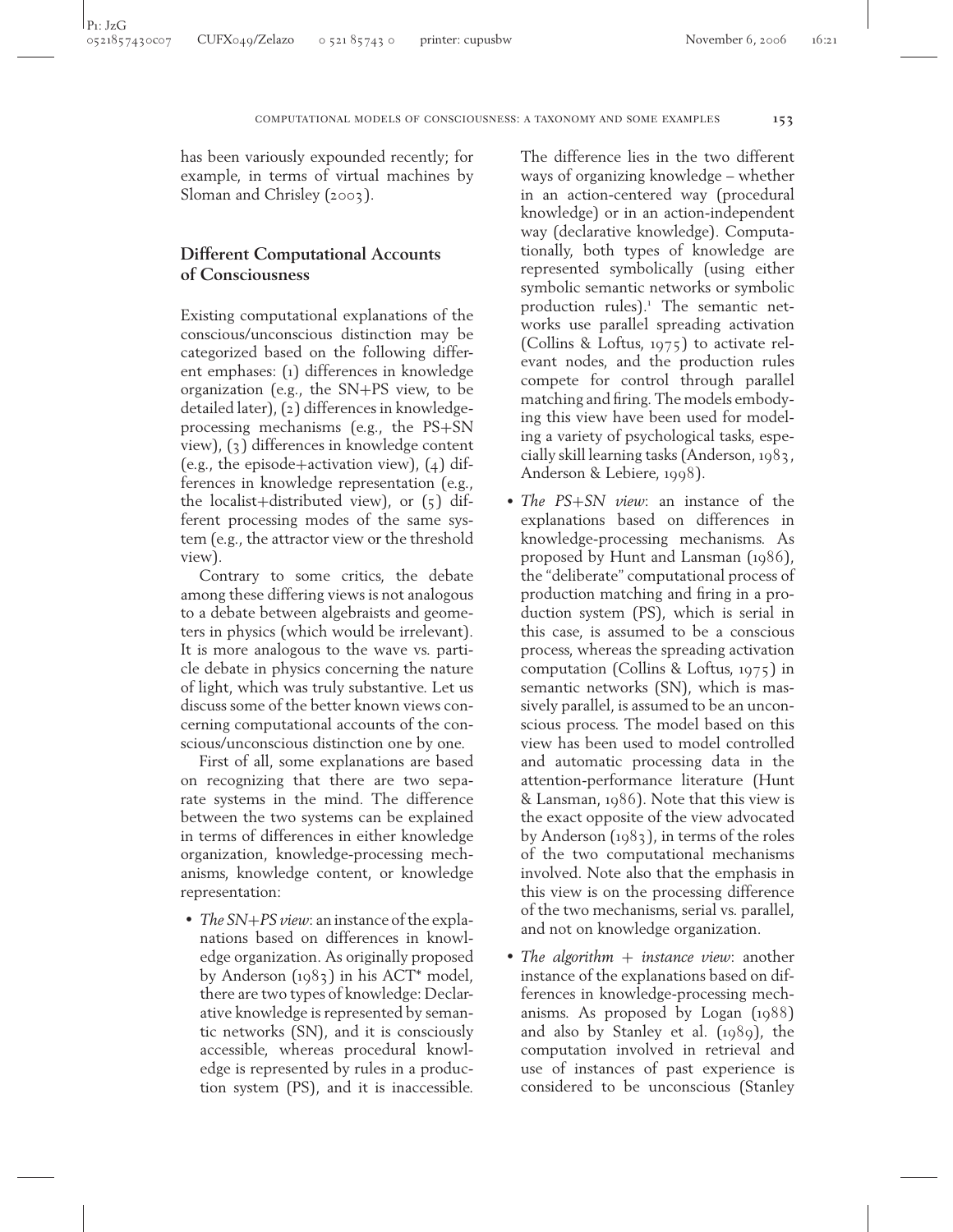has been variously expounded recently; for example, in terms of virtual machines by Sloman and Chrisley (2003).

## Different Computational Accounts of Consciousness

Existing computational explanations of the conscious/unconscious distinction may be categorized based on the following different emphases: (1) differences in knowledge organization (e.g., the SN+PS view, to be detailed later), (2) differences in knowledge-processing mechanisms (e.g., the PS+SN view), (3) differences in knowledge content (e.g., the episode+activation view), (4) differences in knowledge representation (e.g., the localist+distributed view), or (5) different processing modes of the same system (e.g., the attractor view or the threshold view).

Contrary to some critics, the debate among these differing views is not analogous to a debate between algebraists and geometers in physics (which would be irrelevant). It is more analogous to the wave vs. particle debate in physics concerning the nature of light, which was truly substantive. Let us discuss some of the better known views concerning computational accounts of the conscious/unconscious distinction one by one.

First of all, some explanations are based on recognizing that there are two separate systems in the mind. The difference between the two systems can be explained in terms of differences in either knowledge organization, knowledge-processing mechanisms, knowledge content, or knowledge representation:

- *The SN+PS view*: an instance of the explanations based on differences in knowledge organization. As originally proposed by Anderson (1983) in his ACT* model, there are two types of knowledge: Declarative knowledge is represented by semantic networks (SN), and it is consciously accessible, whereas procedural knowledge is represented by rules in a production system (PS), and it is inaccessible. The difference lies in the two different ways of organizing knowledge – whether in an action-centered way (procedural knowledge) or in an action-independent way (declarative knowledge). Computationally, both types of knowledge are represented symbolically (using either symbolic semantic networks or symbolic production rules).[1] The semantic networks use parallel spreading activation (Collins & Loftus, 1975) to activate relevant nodes, and the production rules compete for control through parallel matching and firing. The models embodying this view have been used for modeling a variety of psychological tasks, especially skill learning tasks (Anderson, 1983, Anderson & Lebiere, 1998).
- *The PS+SN view*: an instance of the explanations based on differences in knowledge-processing mechanisms. As proposed by Hunt and Lansman (1986), the "deliberate" computational process of production matching and firing in a production system (PS), which is serial in this case, is assumed to be a conscious process, whereas the spreading activation computation (Collins & Loftus, 1975) in semantic networks (SN), which is massively parallel, is assumed to be an unconscious process. The model based on this view has been used to model controlled and automatic processing data in the attention-performance literature (Hunt & Lansman, 1986). Note that this view is the exact opposite of the view advocated by Anderson (1983), in terms of the roles of the two computational mechanisms involved. Note also that the emphasis in this view is on the processing difference of the two mechanisms, serial vs. parallel, and not on knowledge organization.
- *The algorithm + instance view*: another instance of the explanations based on differences in knowledge-processing mechanisms. As proposed by Logan (1988) and also by Stanley et al. (1989), the computation involved in retrieval and use of instances of past experience is considered to be unconscious (Stanley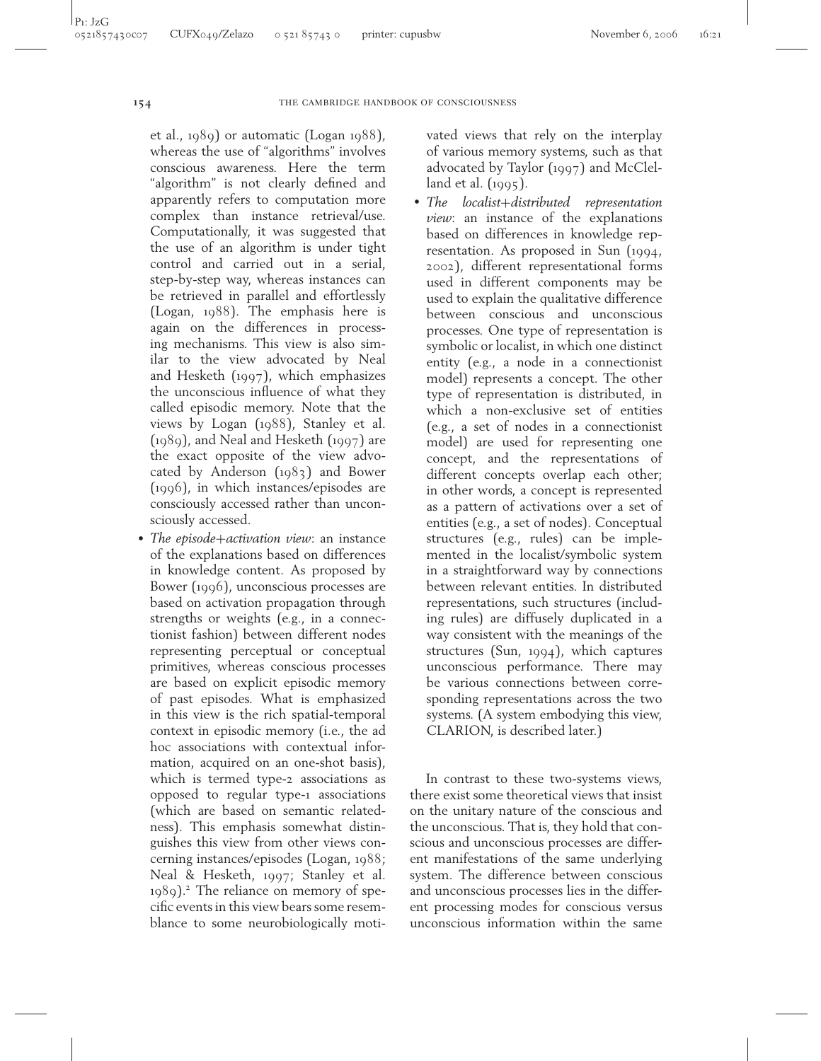et al., 1989) or automatic (Logan 1988), whereas the use of "algorithms" involves conscious awareness. Here the term "algorithm" is not clearly defined and apparently refers to computation more complex than instance retrieval/use. Computationally, it was suggested that the use of an algorithm is under tight control and carried out in a serial, step-by-step way, whereas instances can be retrieved in parallel and effortlessly (Logan, 1988). The emphasis here is again on the differences in processing mechanisms. This view is also similar to the view advocated by Neal and Hesketh (1997), which emphasizes the unconscious influence of what they called episodic memory. Note that the views by Logan (1988), Stanley et al. (1989), and Neal and Hesketh (1997) are the exact opposite of the view advocated by Anderson (1983) and Bower (1996), in which instances/episodes are consciously accessed rather than unconsciously accessed.

- *The episode+activation view*: an instance of the explanations based on differences in knowledge content. As proposed by Bower (1996), unconscious processes are based on activation propagation through strengths or weights (e.g., in a connectionist fashion) between different nodes representing perceptual or conceptual primitives, whereas conscious processes are based on explicit episodic memory of past episodes. What is emphasized in this view is the rich spatial-temporal context in episodic memory (i.e., the ad hoc associations with contextual information, acquired on an one-shot basis), which is termed type-2 associations as opposed to regular type-1 associations (which are based on semantic relatedness). This emphasis somewhat distinguishes this view from other views concerning instances/episodes (Logan, 1988; Neal & Hesketh, 1997; Stanley et al. 1989).[2] The reliance on memory of specific events in this view bears some resemblance to some neurobiologically motivated views that rely on the interplay of various memory systems, such as that advocated by Taylor (1997) and McClelland et al. (1995).
- *The localist+distributed representation view*: an instance of the explanations based on differences in knowledge representation. As proposed in Sun (1994, 2002), different representational forms used in different components may be used to explain the qualitative difference between conscious and unconscious processes. One type of representation is symbolic or localist, in which one distinct entity (e.g., a node in a connectionist model) represents a concept. The other type of representation is distributed, in which a non-exclusive set of entities (e.g., a set of nodes in a connectionist model) are used for representing one concept, and the representations of different concepts overlap each other; in other words, a concept is represented as a pattern of activations over a set of entities (e.g., a set of nodes). Conceptual structures (e.g., rules) can be implemented in the localist/symbolic system in a straightforward way by connections between relevant entities. In distributed representations, such structures (including rules) are diffusely duplicated in a way consistent with the meanings of the structures (Sun, 1994), which captures unconscious performance. There may be various connections between corresponding representations across the two systems. (A system embodying this view, CLARION, is described later.)

In contrast to these two-systems views, there exist some theoretical views that insist on the unitary nature of the conscious and the unconscious. That is, they hold that conscious and unconscious processes are different manifestations of the same underlying system. The difference between conscious and unconscious processes lies in the different processing modes for conscious versus unconscious information within the same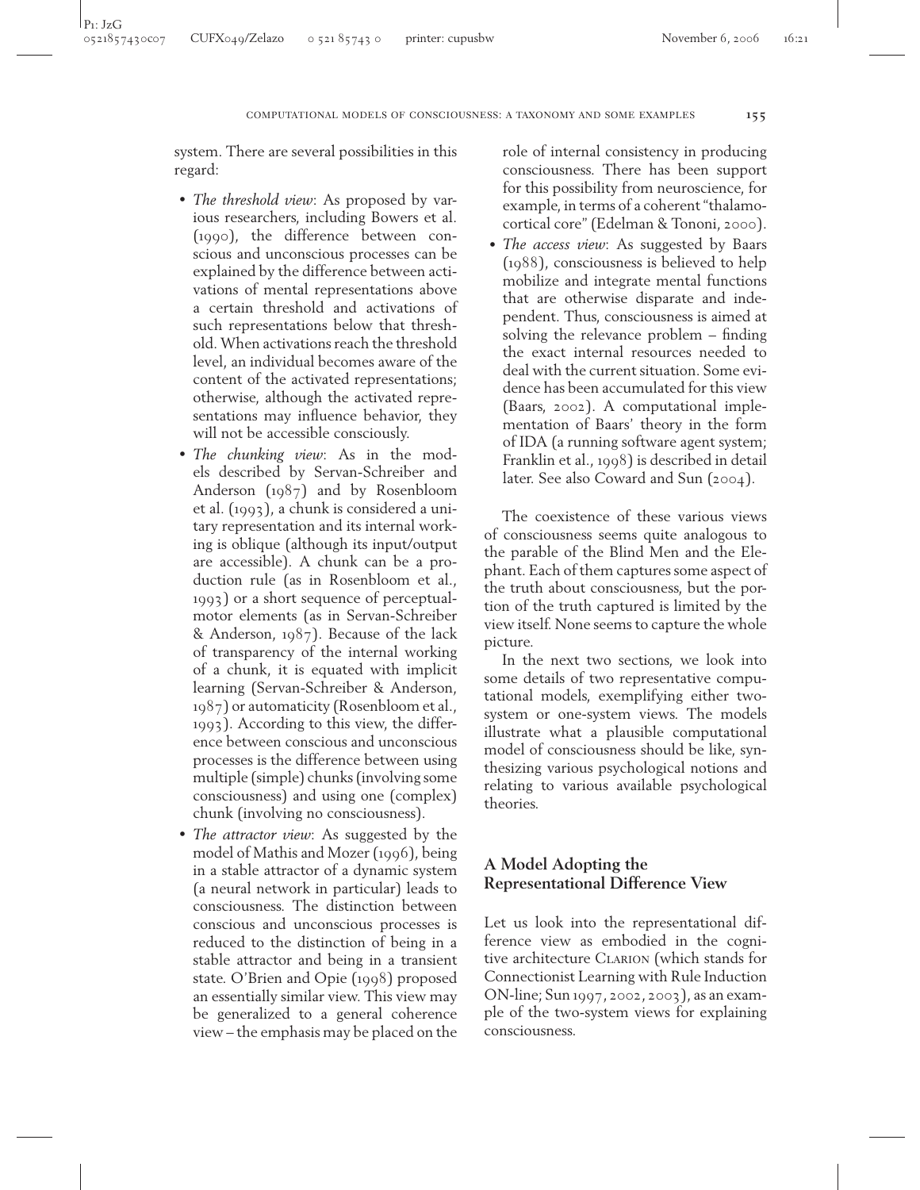system. There are several possibilities in this regard:

- *The threshold view*: As proposed by various researchers, including Bowers et al. (1990), the difference between conscious and unconscious processes can be explained by the difference between activations of mental representations above a certain threshold and activations of such representations below that threshold. When activations reach the threshold level, an individual becomes aware of the content of the activated representations; otherwise, although the activated representations may influence behavior, they will not be accessible consciously.
- *The chunking view*: As in the models described by Servan-Schreiber and Anderson (1987) and by Rosenbloom et al. (1993), a chunk is considered a unitary representation and its internal working is oblique (although its input/output are accessible). A chunk can be a production rule (as in Rosenbloom et al., 1993) or a short sequence of perceptual-motor elements (as in Servan-Schreiber & Anderson, 1987). Because of the lack of transparency of the internal working of a chunk, it is equated with implicit learning (Servan-Schreiber & Anderson, 1987) or automaticity (Rosenbloom et al., 1993). According to this view, the difference between conscious and unconscious processes is the difference between using multiple (simple) chunks (involving some consciousness) and using one (complex) chunk (involving no consciousness).
- *The attractor view*: As suggested by the model of Mathis and Mozer (1996), being in a stable attractor of a dynamic system (a neural network in particular) leads to consciousness. The distinction between conscious and unconscious processes is reduced to the distinction of being in a stable attractor and being in a transient state. O'Brien and Opie (1998) proposed an essentially similar view. This view may be generalized to a general coherence view – the emphasis may be placed on the role of internal consistency in producing consciousness. There has been support for this possibility from neuroscience, for example, in terms of a coherent "thalamocortical core" (Edelman & Tononi, 2000).
- *The access view*: As suggested by Baars (1988), consciousness is believed to help mobilize and integrate mental functions that are otherwise disparate and independent. Thus, consciousness is aimed at solving the relevance problem – finding the exact internal resources needed to deal with the current situation. Some evidence has been accumulated for this view (Baars, 2002). A computational implementation of Baars' theory in the form of IDA (a running software agent system; Franklin et al., 1998) is described in detail later. See also Coward and Sun (2004).

The coexistence of these various views of consciousness seems quite analogous to the parable of the Blind Men and the Elephant. Each of them captures some aspect of the truth about consciousness, but the portion of the truth captured is limited by the view itself. None seems to capture the whole picture.

In the next two sections, we look into some details of two representative computational models, exemplifying either two-system or one-system views. The models illustrate what a plausible computational model of consciousness should be like, synthesizing various psychological notions and relating to various available psychological theories.

## A Model Adopting the Representational Difference View

Let us look into the representational difference view as embodied in the cognitive architecture CLARION (which stands for Connectionist Learning with Rule Induction ON-line; Sun 1997, 2002, 2003), as an example of the two-system views for explaining consciousness.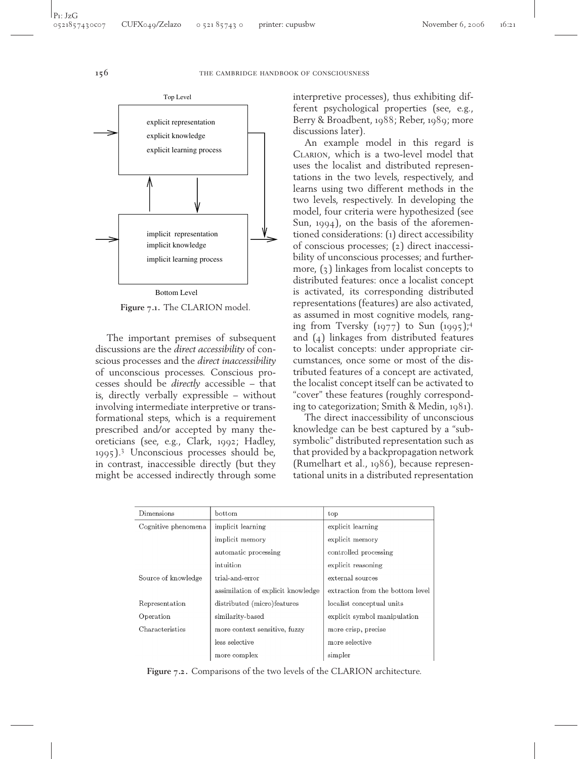Top Level

explicit representation
explicit knowledge
explicit learning process

implicit representation
implicit knowledge
implicit learning process

Bottom Level

**Figure 7.1.** The CLARION model.

The important premises of subsequent discussions are the *direct accessibility* of conscious processes and the *direct inaccessibility* of unconscious processes. Conscious processes should be *directly* accessible – that is, directly verbally expressible – without involving intermediate interpretive or transformational steps, which is a requirement prescribed and/or accepted by many theoreticians (see, e.g., Clark, 1992; Hadley, 1995).[3] Unconscious processes should be, in contrast, inaccessible directly (but they might be accessed indirectly through some interpretive processes), thus exhibiting different psychological properties (see, e.g., Berry & Broadbent, 1988; Reber, 1989; more discussions later).

An example model in this regard is CLARION, which is a two-level model that uses the localist and distributed representations in the two levels, respectively, and learns using two different methods in the two levels, respectively. In developing the model, four criteria were hypothesized (see Sun, 1994), on the basis of the aforementioned considerations: (1) direct accessibility of conscious processes; (2) direct inaccessibility of unconscious processes; and furthermore, (3) linkages from localist concepts to distributed features: once a localist concept is activated, its corresponding distributed representations (features) are also activated, as assumed in most cognitive models, ranging from Tversky (1977) to Sun (1995);[4] and (4) linkages from distributed features to localist concepts: under appropriate circumstances, once some or most of the distributed features of a concept are activated, the localist concept itself can be activated to "cover" these features (roughly corresponding to categorization; Smith & Medin, 1981).

The direct inaccessibility of unconscious knowledge can be best captured by a "subsymbolic" distributed representation such as that provided by a backpropagation network (Rumelhart et al., 1986), because representational units in a distributed representation

| Dimensions | bottom | top |
|---|---|---|
| Cognitive phenomena | implicit learning | explicit learning |
| | implicit memory | explicit memory |
| | automatic processing | controlled processing |
| | intuition | explicit reasoning |
| Source of knowledge | trial-and-error | external sources |
| | assimilation of explicit knowledge | extraction from the bottom level |
| Representation | distributed (micro)features | localist conceptual units |
| Operation | similarity-based | explicit symbol manipulation |
| Characteristics | more context sensitive, fuzzy | more crisp, precise |
| | less selective | more selective |
| | more complex | simpler |

**Figure 7.2.** Comparisons of the two levels of the CLARION architecture.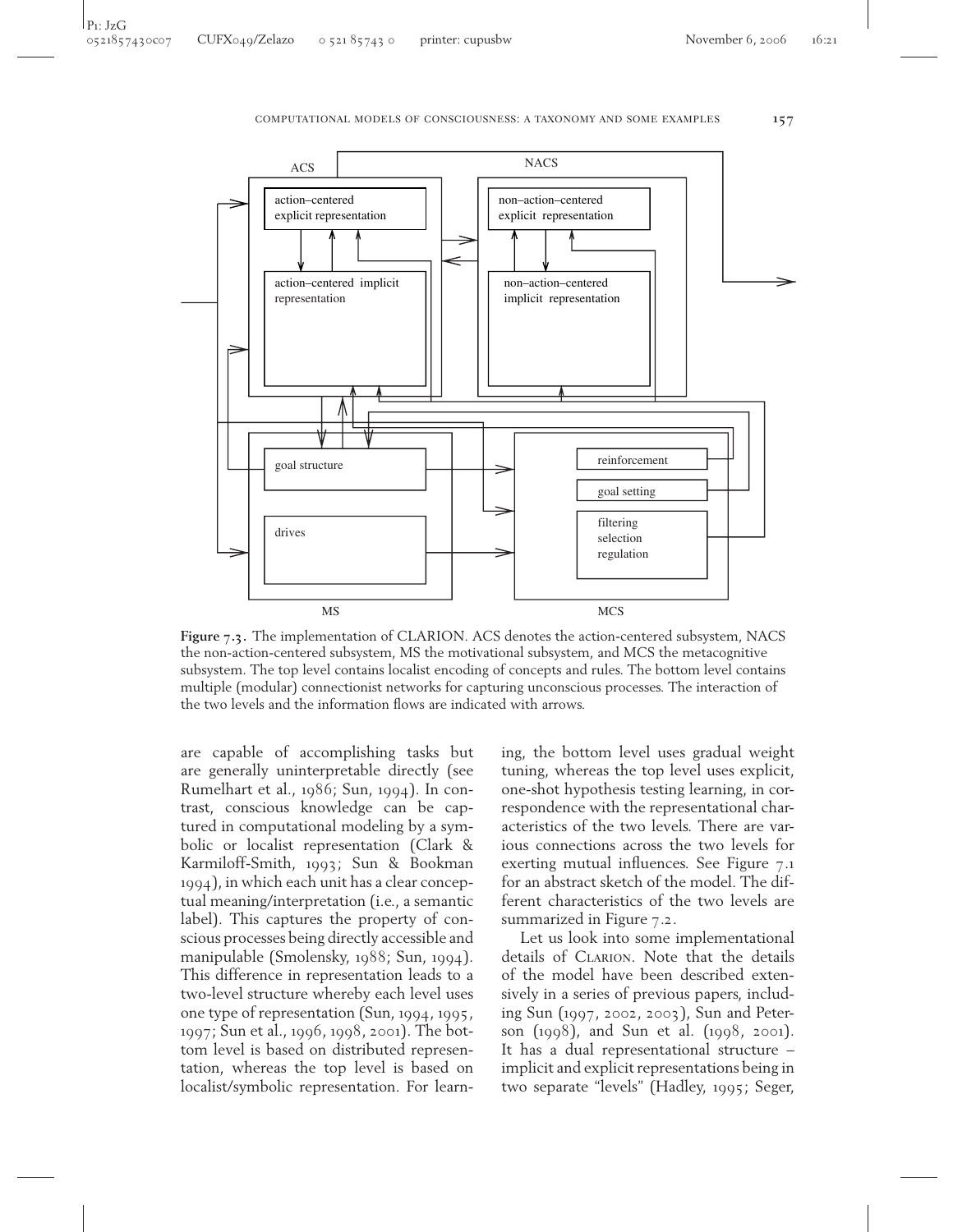**Figure 7.3.** The implementation of CLARION. ACS denotes the action-centered subsystem, NACS the non-action-centered subsystem, MS the motivational subsystem, and MCS the metacognitive subsystem. The top level contains localist encoding of concepts and rules. The bottom level contains multiple (modular) connectionist networks for capturing unconscious processes. The interaction of the two levels and the information flows are indicated with arrows.

are capable of accomplishing tasks but are generally uninterpretable directly (see Rumelhart et al., 1986; Sun, 1994). In contrast, conscious knowledge can be captured in computational modeling by a symbolic or localist representation (Clark & Karmiloff-Smith, 1993; Sun & Bookman 1994), in which each unit has a clear conceptual meaning/interpretation (i.e., a semantic label). This captures the property of conscious processes being directly accessible and manipulable (Smolensky, 1988; Sun, 1994). This difference in representation leads to a two-level structure whereby each level uses one type of representation (Sun, 1994, 1995, 1997; Sun et al., 1996, 1998, 2001). The bottom level is based on distributed representation, whereas the top level is based on localist/symbolic representation. For learning, the bottom level uses gradual weight tuning, whereas the top level uses explicit, one-shot hypothesis testing learning, in correspondence with the representational characteristics of the two levels. There are various connections across the two levels for exerting mutual influences. See Figure 7.1 for an abstract sketch of the model. The different characteristics of the two levels are summarized in Figure 7.2.

Let us look into some implementational details of CLARION. Note that the details of the model have been described extensively in a series of previous papers, including Sun (1997, 2002, 2003), Sun and Peterson (1998), and Sun et al. (1998, 2001). It has a dual representational structure – implicit and explicit representations being in two separate "levels" (Hadley, 1995; Seger,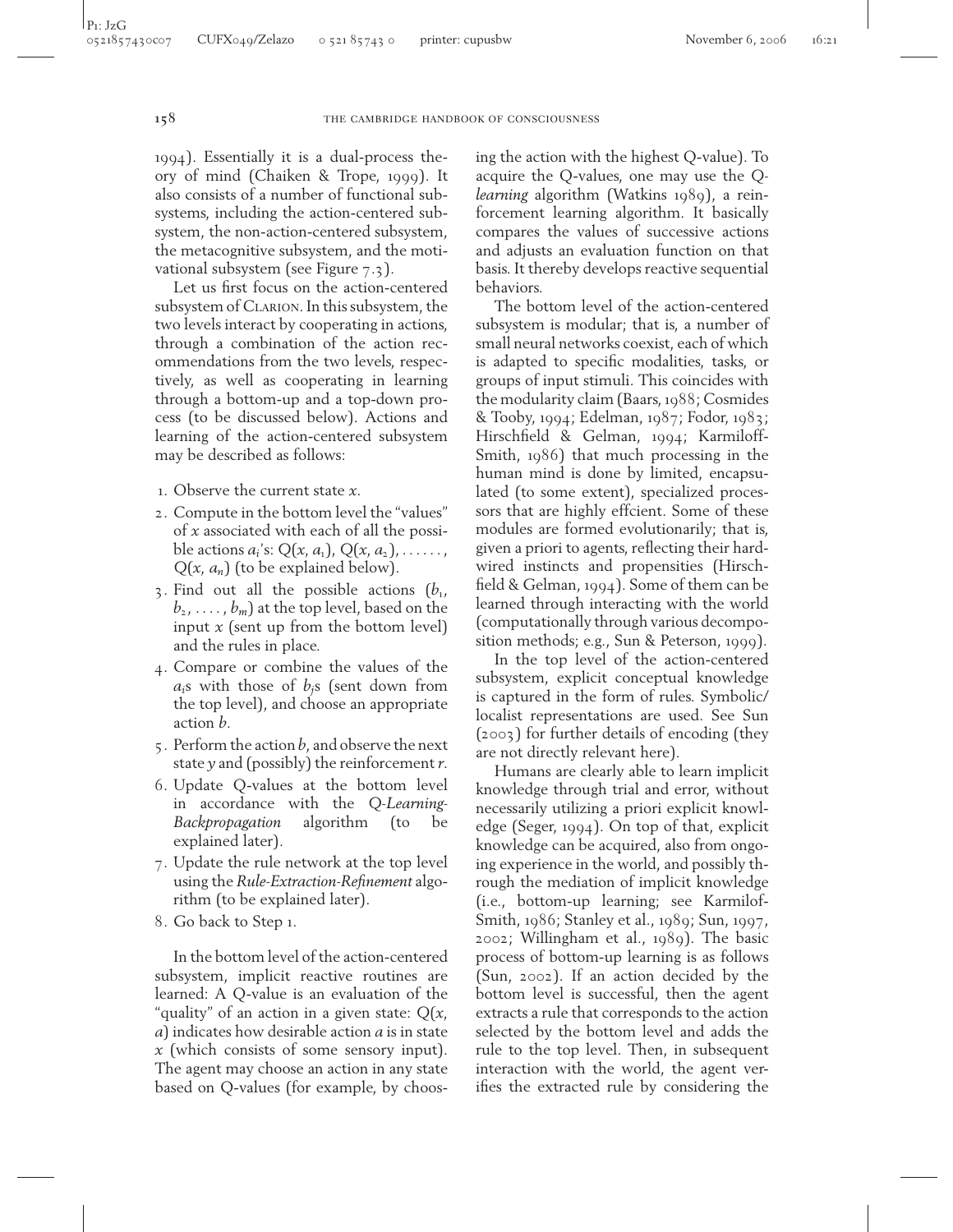1994). Essentially it is a dual-process theory of mind (Chaiken & Trope, 1999). It also consists of a number of functional subsystems, including the action-centered subsystem, the non-action-centered subsystem, the metacognitive subsystem, and the motivational subsystem (see Figure 7.3).

Let us first focus on the action-centered subsystem of CLARION. In this subsystem, the two levels interact by cooperating in actions, through a combination of the action recommendations from the two levels, respectively, as well as cooperating in learning through a bottom-up and a top-down process (to be discussed below). Actions and learning of the action-centered subsystem may be described as follows:

1. Observe the current state $x$.
2. Compute in the bottom level the "values" of $x$ associated with each of all the possible actions $a_i$'s: $Q(x, a_1)$, $Q(x, a_2)$, ......, $Q(x, a_n)$ (to be explained below).
3. Find out all the possible actions ($b_1$, $b_2$, ...., $b_m$) at the top level, based on the input $x$ (sent up from the bottom level) and the rules in place.
4. Compare or combine the values of the $a_i$s with those of $b_j$s (sent down from the top level), and choose an appropriate action $b$.
5. Perform the action $b$, and observe the next state $y$ and (possibly) the reinforcement $r$.
6. Update Q-values at the bottom level in accordance with the *Q-Learning-Backpropagation* algorithm (to be explained later).
7. Update the rule network at the top level using the *Rule-Extraction-Refinement* algorithm (to be explained later).
8. Go back to Step 1.

In the bottom level of the action-centered subsystem, implicit reactive routines are learned: A Q-value is an evaluation of the "quality" of an action in a given state: $Q(x, a)$ indicates how desirable action $a$ is in state $x$ (which consists of some sensory input). The agent may choose an action in any state based on Q-values (for example, by choosing the action with the highest Q-value). To acquire the Q-values, one may use the *Q-learning* algorithm (Watkins 1989), a reinforcement learning algorithm. It basically compares the values of successive actions and adjusts an evaluation function on that basis. It thereby develops reactive sequential behaviors.

The bottom level of the action-centered subsystem is modular; that is, a number of small neural networks coexist, each of which is adapted to specific modalities, tasks, or groups of input stimuli. This coincides with the modularity claim (Baars, 1988; Cosmides & Tooby, 1994; Edelman, 1987; Fodor, 1983; Hirschfield & Gelman, 1994; Karmiloff-Smith, 1986) that much processing in the human mind is done by limited, encapsulated (to some extent), specialized processors that are highly effcient. Some of these modules are formed evolutionarily; that is, given a priori to agents, reflecting their hardwired instincts and propensities (Hirschfield & Gelman, 1994). Some of them can be learned through interacting with the world (computationally through various decomposition methods; e.g., Sun & Peterson, 1999).

In the top level of the action-centered subsystem, explicit conceptual knowledge is captured in the form of rules. Symbolic/localist representations are used. See Sun (2003) for further details of encoding (they are not directly relevant here).

Humans are clearly able to learn implicit knowledge through trial and error, without necessarily utilizing a priori explicit knowledge (Seger, 1994). On top of that, explicit knowledge can be acquired, also from ongoing experience in the world, and possibly through the mediation of implicit knowledge (i.e., bottom-up learning; see Karmilof-Smith, 1986; Stanley et al., 1989; Sun, 1997, 2002; Willingham et al., 1989). The basic process of bottom-up learning is as follows (Sun, 2002). If an action decided by the bottom level is successful, then the agent extracts a rule that corresponds to the action selected by the bottom level and adds the rule to the top level. Then, in subsequent interaction with the world, the agent verifies the extracted rule by considering the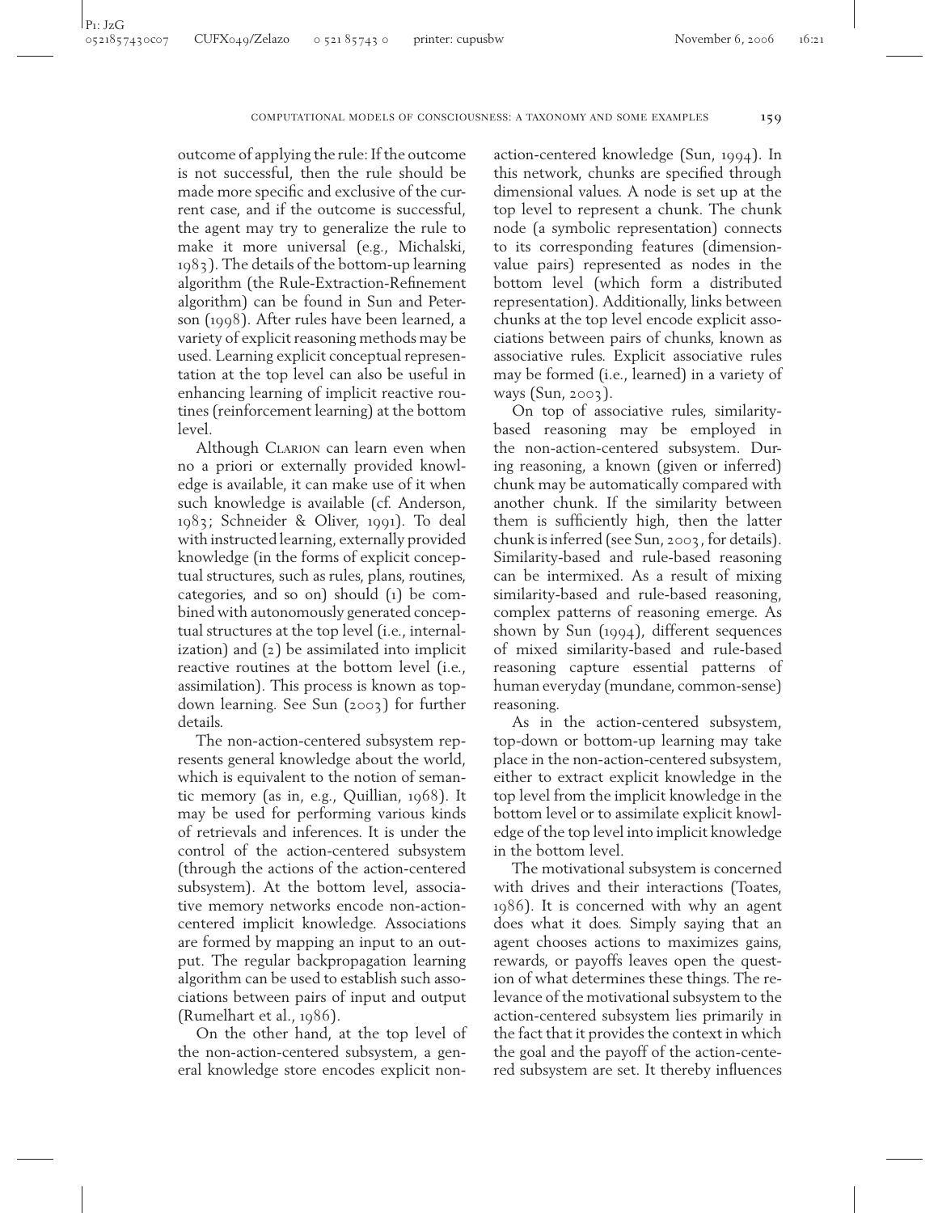outcome of applying the rule: If the outcome is not successful, then the rule should be made more specific and exclusive of the current case, and if the outcome is successful, the agent may try to generalize the rule to make it more universal (e.g., Michalski, 1983). The details of the bottom-up learning algorithm (the Rule-Extraction-Refinement algorithm) can be found in Sun and Peterson (1998). After rules have been learned, a variety of explicit reasoning methods may be used. Learning explicit conceptual representation at the top level can also be useful in enhancing learning of implicit reactive routines (reinforcement learning) at the bottom level.

Although CLARION can learn even when no a priori or externally provided knowledge is available, it can make use of it when such knowledge is available (cf. Anderson, 1983; Schneider & Oliver, 1991). To deal with instructed learning, externally provided knowledge (in the forms of explicit conceptual structures, such as rules, plans, routines, categories, and so on) should (1) be combined with autonomously generated conceptual structures at the top level (i.e., internalization) and (2) be assimilated into implicit reactive routines at the bottom level (i.e., assimilation). This process is known as top-down learning. See Sun (2003) for further details.

The non-action-centered subsystem represents general knowledge about the world, which is equivalent to the notion of semantic memory (as in, e.g., Quillian, 1968). It may be used for performing various kinds of retrievals and inferences. It is under the control of the action-centered subsystem (through the actions of the action-centered subsystem). At the bottom level, associative memory networks encode non-action-centered implicit knowledge. Associations are formed by mapping an input to an output. The regular backpropagation learning algorithm can be used to establish such associations between pairs of input and output (Rumelhart et al., 1986).

On the other hand, at the top level of the non-action-centered subsystem, a general knowledge store encodes explicit non-action-centered knowledge (Sun, 1994). In this network, chunks are specified through dimensional values. A node is set up at the top level to represent a chunk. The chunk node (a symbolic representation) connects to its corresponding features (dimension-value pairs) represented as nodes in the bottom level (which form a distributed representation). Additionally, links between chunks at the top level encode explicit associations between pairs of chunks, known as associative rules. Explicit associative rules may be formed (i.e., learned) in a variety of ways (Sun, 2003).

On top of associative rules, similarity-based reasoning may be employed in the non-action-centered subsystem. During reasoning, a known (given or inferred) chunk may be automatically compared with another chunk. If the similarity between them is sufficiently high, then the latter chunk is inferred (see Sun, 2003, for details). Similarity-based and rule-based reasoning can be intermixed. As a result of mixing similarity-based and rule-based reasoning, complex patterns of reasoning emerge. As shown by Sun (1994), different sequences of mixed similarity-based and rule-based reasoning capture essential patterns of human everyday (mundane, common-sense) reasoning.

As in the action-centered subsystem, top-down or bottom-up learning may take place in the non-action-centered subsystem, either to extract explicit knowledge in the top level from the implicit knowledge in the bottom level or to assimilate explicit knowledge of the top level into implicit knowledge in the bottom level.

The motivational subsystem is concerned with drives and their interactions (Toates, 1986). It is concerned with why an agent does what it does. Simply saying that an agent chooses actions to maximizes gains, rewards, or payoffs leaves open the question of what determines these things. The relevance of the motivational subsystem to the action-centered subsystem lies primarily in the fact that it provides the context in which the goal and the payoff of the action-centered subsystem are set. It thereby influences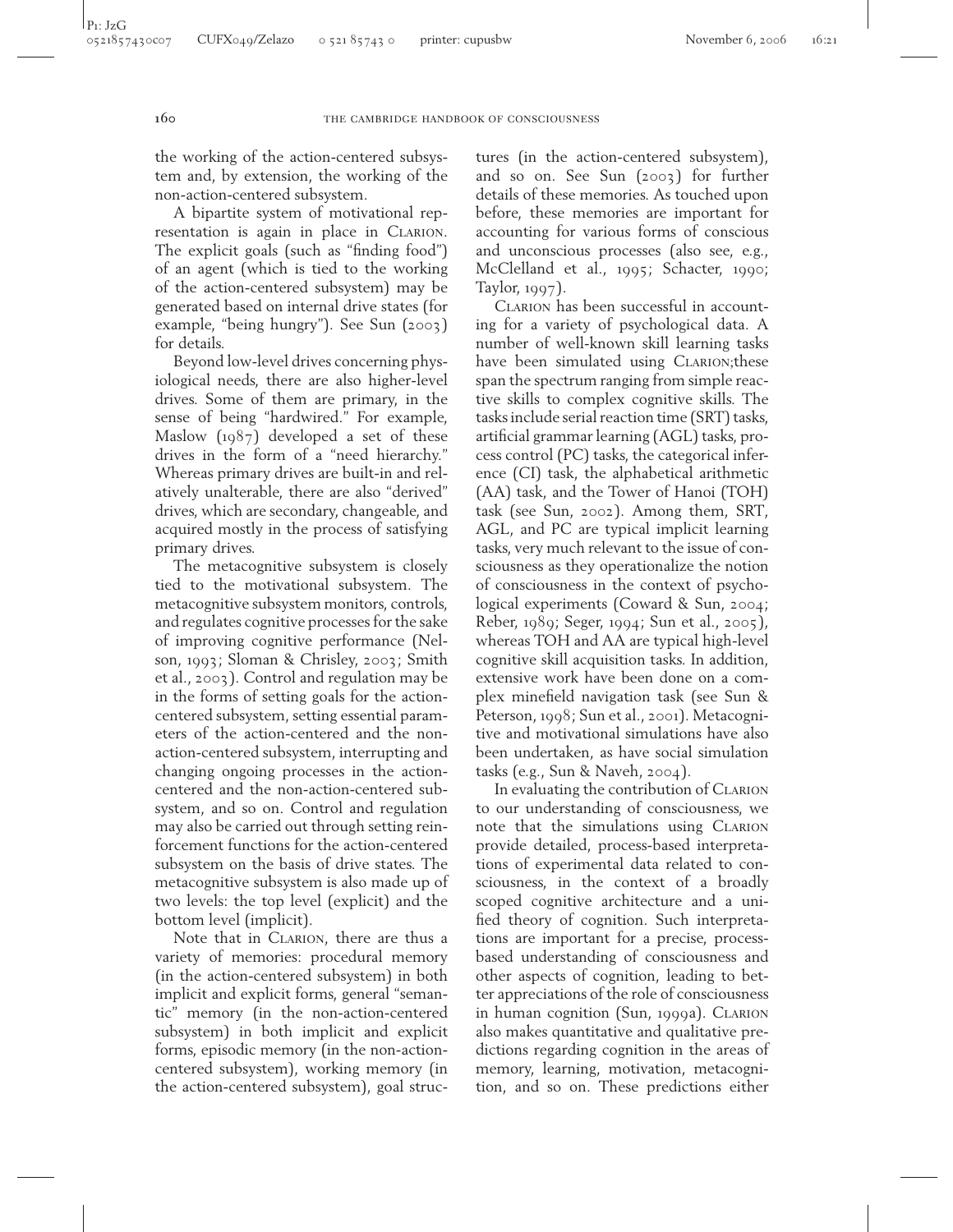the working of the action-centered subsystem and, by extension, the working of the non-action-centered subsystem.

A bipartite system of motivational representation is again in place in CLARION. The explicit goals (such as "finding food") of an agent (which is tied to the working of the action-centered subsystem) may be generated based on internal drive states (for example, "being hungry"). See Sun (2003) for details.

Beyond low-level drives concerning physiological needs, there are also higher-level drives. Some of them are primary, in the sense of being "hardwired." For example, Maslow (1987) developed a set of these drives in the form of a "need hierarchy." Whereas primary drives are built-in and relatively unalterable, there are also "derived" drives, which are secondary, changeable, and acquired mostly in the process of satisfying primary drives.

The metacognitive subsystem is closely tied to the motivational subsystem. The metacognitive subsystem monitors, controls, and regulates cognitive processes for the sake of improving cognitive performance (Nelson, 1993; Sloman & Chrisley, 2003; Smith et al., 2003). Control and regulation may be in the forms of setting goals for the action-centered subsystem, setting essential parameters of the action-centered and the non-action-centered subsystem, interrupting and changing ongoing processes in the action-centered and the non-action-centered subsystem, and so on. Control and regulation may also be carried out through setting reinforcement functions for the action-centered subsystem on the basis of drive states. The metacognitive subsystem is also made up of two levels: the top level (explicit) and the bottom level (implicit).

Note that in CLARION, there are thus a variety of memories: procedural memory (in the action-centered subsystem) in both implicit and explicit forms, general "semantic" memory (in the non-action-centered subsystem) in both implicit and explicit forms, episodic memory (in the non-action-centered subsystem), working memory (in the action-centered subsystem), goal structures (in the action-centered subsystem), and so on. See Sun (2003) for further details of these memories. As touched upon before, these memories are important for accounting for various forms of conscious and unconscious processes (also see, e.g., McClelland et al., 1995; Schacter, 1990; Taylor, 1997).

CLARION has been successful in accounting for a variety of psychological data. A number of well-known skill learning tasks have been simulated using CLARION;these span the spectrum ranging from simple reactive skills to complex cognitive skills. The tasks include serial reaction time (SRT) tasks, artificial grammar learning (AGL) tasks, process control (PC) tasks, the categorical inference (CI) task, the alphabetical arithmetic (AA) task, and the Tower of Hanoi (TOH) task (see Sun, 2002). Among them, SRT, AGL, and PC are typical implicit learning tasks, very much relevant to the issue of consciousness as they operationalize the notion of consciousness in the context of psychological experiments (Coward & Sun, 2004; Reber, 1989; Seger, 1994; Sun et al., 2005), whereas TOH and AA are typical high-level cognitive skill acquisition tasks. In addition, extensive work have been done on a complex minefield navigation task (see Sun & Peterson, 1998; Sun et al., 2001). Metacognitive and motivational simulations have also been undertaken, as have social simulation tasks (e.g., Sun & Naveh, 2004).

In evaluating the contribution of CLARION to our understanding of consciousness, we note that the simulations using CLARION provide detailed, process-based interpretations of experimental data related to consciousness, in the context of a broadly scoped cognitive architecture and a unified theory of cognition. Such interpretations are important for a precise, process-based understanding of consciousness and other aspects of cognition, leading to better appreciations of the role of consciousness in human cognition (Sun, 1999a). CLARION also makes quantitative and qualitative predictions regarding cognition in the areas of memory, learning, motivation, metacognition, and so on. These predictions either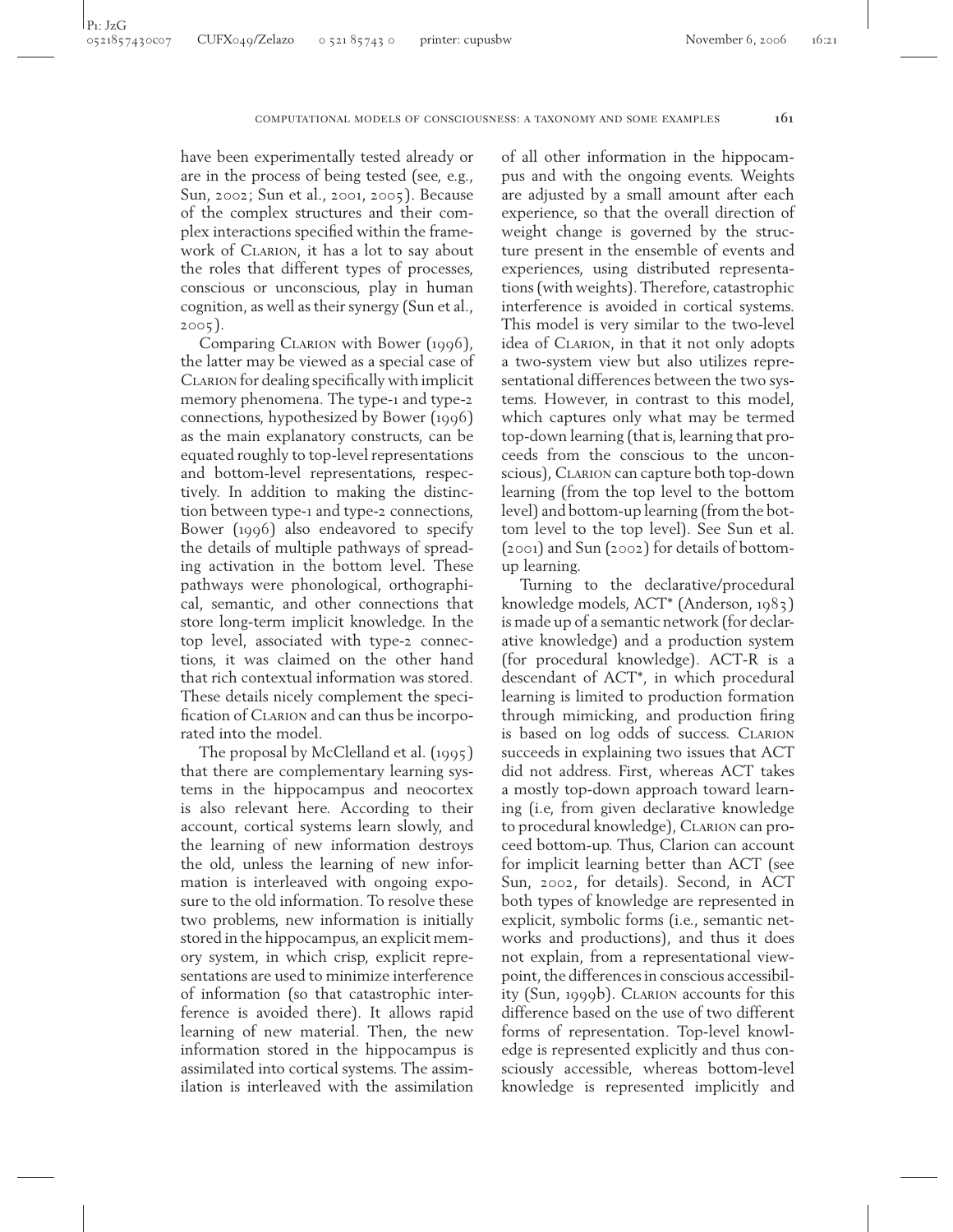have been experimentally tested already or are in the process of being tested (see, e.g., Sun, 2002; Sun et al., 2001, 2005). Because of the complex structures and their complex interactions specified within the framework of Clarion, it has a lot to say about the roles that different types of processes, conscious or unconscious, play in human cognition, as well as their synergy (Sun et al., 2005).

Comparing Clarion with Bower (1996), the latter may be viewed as a special case of Clarion for dealing specifically with implicit memory phenomena. The type-1 and type-2 connections, hypothesized by Bower (1996) as the main explanatory constructs, can be equated roughly to top-level representations and bottom-level representations, respectively. In addition to making the distinction between type-1 and type-2 connections, Bower (1996) also endeavored to specify the details of multiple pathways of spreading activation in the bottom level. These pathways were phonological, orthographical, semantic, and other connections that store long-term implicit knowledge. In the top level, associated with type-2 connections, it was claimed on the other hand that rich contextual information was stored. These details nicely complement the specification of Clarion and can thus be incorporated into the model.

The proposal by McClelland et al. (1995) that there are complementary learning systems in the hippocampus and neocortex is also relevant here. According to their account, cortical systems learn slowly, and the learning of new information destroys the old, unless the learning of new information is interleaved with ongoing exposure to the old information. To resolve these two problems, new information is initially stored in the hippocampus, an explicit memory system, in which crisp, explicit representations are used to minimize interference of information (so that catastrophic interference is avoided there). It allows rapid learning of new material. Then, the new information stored in the hippocampus is assimilated into cortical systems. The assimilation is interleaved with the assimilation of all other information in the hippocampus and with the ongoing events. Weights are adjusted by a small amount after each experience, so that the overall direction of weight change is governed by the structure present in the ensemble of events and experiences, using distributed representations (with weights). Therefore, catastrophic interference is avoided in cortical systems. This model is very similar to the two-level idea of Clarion, in that it not only adopts a two-system view but also utilizes representational differences between the two systems. However, in contrast to this model, which captures only what may be termed top-down learning (that is, learning that proceeds from the conscious to the unconscious), Clarion can capture both top-down learning (from the top level to the bottom level) and bottom-up learning (from the bottom level to the top level). See Sun et al. (2001) and Sun (2002) for details of bottom-up learning.

Turning to the declarative/procedural knowledge models, ACT* (Anderson, 1983) is made up of a semantic network (for declarative knowledge) and a production system (for procedural knowledge). ACT-R is a descendant of ACT*, in which procedural learning is limited to production formation through mimicking, and production firing is based on log odds of success. Clarion succeeds in explaining two issues that ACT did not address. First, whereas ACT takes a mostly top-down approach toward learning (i.e, from given declarative knowledge to procedural knowledge), Clarion can proceed bottom-up. Thus, Clarion can account for implicit learning better than ACT (see Sun, 2002, for details). Second, in ACT both types of knowledge are represented in explicit, symbolic forms (i.e., semantic networks and productions), and thus it does not explain, from a representational viewpoint, the differences in conscious accessibility (Sun, 1999b). Clarion accounts for this difference based on the use of two different forms of representation. Top-level knowledge is represented explicitly and thus consciously accessible, whereas bottom-level knowledge is represented implicitly and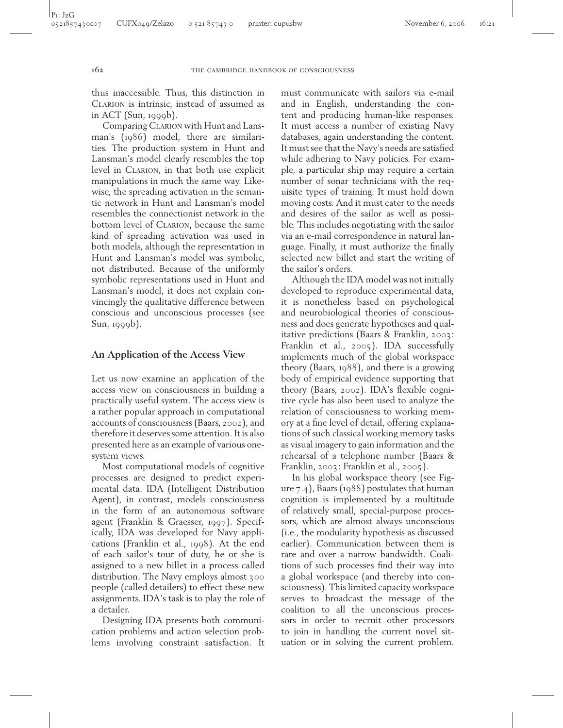thus inaccessible. Thus, this distinction in CLARION is intrinsic, instead of assumed as in ACT (Sun, 1999b).

Comparing CLARION with Hunt and Lansman's (1986) model, there are similarities. The production system in Hunt and Lansman's model clearly resembles the top level in CLARION, in that both use explicit manipulations in much the same way. Likewise, the spreading activation in the semantic network in Hunt and Lansman's model resembles the connectionist network in the bottom level of CLARION, because the same kind of spreading activation was used in both models, although the representation in Hunt and Lansman's model was symbolic, not distributed. Because of the uniformly symbolic representations used in Hunt and Lansman's model, it does not explain convincingly the qualitative difference between conscious and unconscious processes (see Sun, 1999b).

## An Application of the Access View

Let us now examine an application of the access view on consciousness in building a practically useful system. The access view is a rather popular approach in computational accounts of consciousness (Baars, 2002), and therefore it deserves some attention. It is also presented here as an example of various one-system views.

Most computational models of cognitive processes are designed to predict experimental data. IDA (Intelligent Distribution Agent), in contrast, models consciousness in the form of an autonomous software agent (Franklin & Graesser, 1997). Specifically, IDA was developed for Navy applications (Franklin et al., 1998). At the end of each sailor's tour of duty, he or she is assigned to a new billet in a process called distribution. The Navy employs almost 300 people (called detailers) to effect these new assignments. IDA's task is to play the role of a detailer.

Designing IDA presents both communication problems and action selection problems involving constraint satisfaction. It must communicate with sailors via e-mail and in English, understanding the content and producing human-like responses. It must access a number of existing Navy databases, again understanding the content. It must see that the Navy's needs are satisfied while adhering to Navy policies. For example, a particular ship may require a certain number of sonar technicians with the requisite types of training. It must hold down moving costs. And it must cater to the needs and desires of the sailor as well as possible. This includes negotiating with the sailor via an e-mail correspondence in natural language. Finally, it must authorize the finally selected new billet and start the writing of the sailor's orders.

Although the IDA model was not initially developed to reproduce experimental data, it is nonetheless based on psychological and neurobiological theories of consciousness and does generate hypotheses and qualitative predictions (Baars & Franklin, 2003; Franklin et al., 2005). IDA successfully implements much of the global workspace theory (Baars, 1988), and there is a growing body of empirical evidence supporting that theory (Baars, 2002). IDA's flexible cognitive cycle has also been used to analyze the relation of consciousness to working memory at a fine level of detail, offering explanations of such classical working memory tasks as visual imagery to gain information and the rehearsal of a telephone number (Baars & Franklin, 2003; Franklin et al., 2005).

In his global workspace theory (see Figure 7.4), Baars (1988) postulates that human cognition is implemented by a multitude of relatively small, special-purpose processors, which are almost always unconscious (i.e., the modularity hypothesis as discussed earlier). Communication between them is rare and over a narrow bandwidth. Coalitions of such processes find their way into a global workspace (and thereby into consciousness). This limited capacity workspace serves to broadcast the message of the coalition to all the unconscious processors in order to recruit other processors to join in handling the current novel situation or in solving the current problem.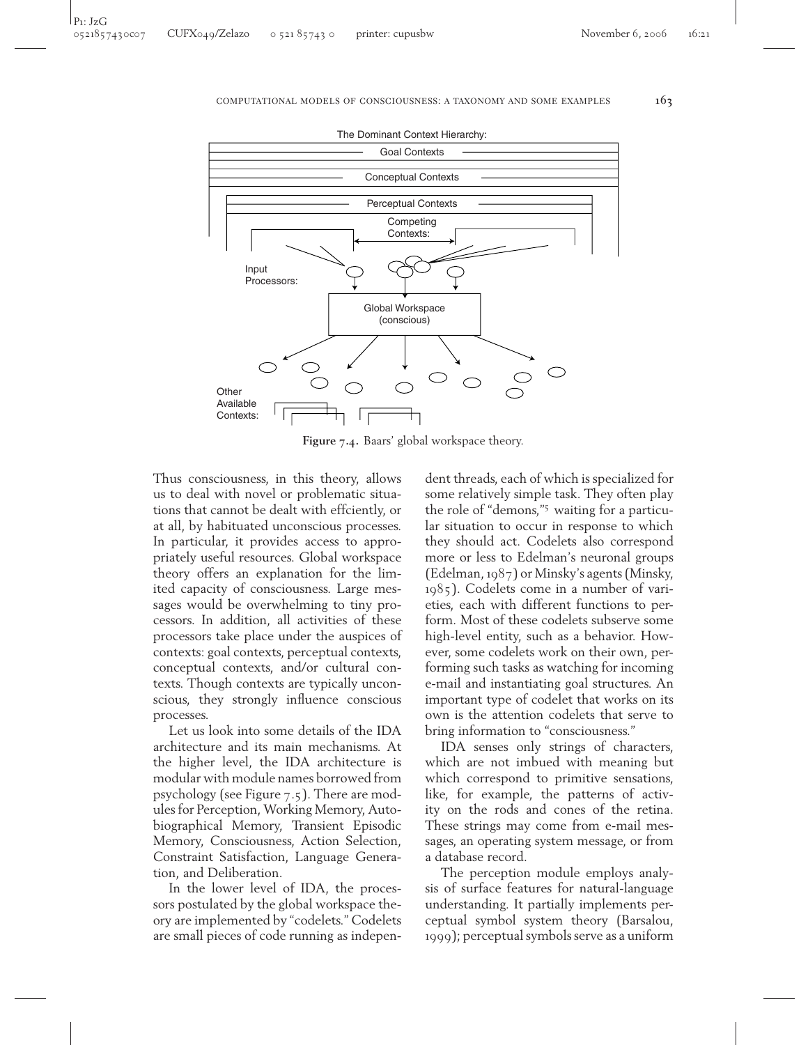**Figure 7.4.** Baars' global workspace theory.

Thus consciousness, in this theory, allows us to deal with novel or problematic situations that cannot be dealt with effciently, or at all, by habituated unconscious processes. In particular, it provides access to appropriately useful resources. Global workspace theory offers an explanation for the limited capacity of consciousness. Large messages would be overwhelming to tiny processors. In addition, all activities of these processors take place under the auspices of contexts: goal contexts, perceptual contexts, conceptual contexts, and/or cultural contexts. Though contexts are typically unconscious, they strongly influence conscious processes.

Let us look into some details of the IDA architecture and its main mechanisms. At the higher level, the IDA architecture is modular with module names borrowed from psychology (see Figure 7.5). There are modules for Perception, Working Memory, Autobiographical Memory, Transient Episodic Memory, Consciousness, Action Selection, Constraint Satisfaction, Language Generation, and Deliberation.

In the lower level of IDA, the processors postulated by the global workspace theory are implemented by "codelets." Codelets are small pieces of code running as independent threads, each of which is specialized for some relatively simple task. They often play the role of "demons,"[5] waiting for a particular situation to occur in response to which they should act. Codelets also correspond more or less to Edelman's neuronal groups (Edelman, 1987) or Minsky's agents (Minsky, 1985). Codelets come in a number of varieties, each with different functions to perform. Most of these codelets subserve some high-level entity, such as a behavior. However, some codelets work on their own, performing such tasks as watching for incoming e-mail and instantiating goal structures. An important type of codelet that works on its own is the attention codelets that serve to bring information to "consciousness."

IDA senses only strings of characters, which are not imbued with meaning but which correspond to primitive sensations, like, for example, the patterns of activity on the rods and cones of the retina. These strings may come from e-mail messages, an operating system message, or from a database record.

The perception module employs analysis of surface features for natural-language understanding. It partially implements perceptual symbol system theory (Barsalou, 1999); perceptual symbols serve as a uniform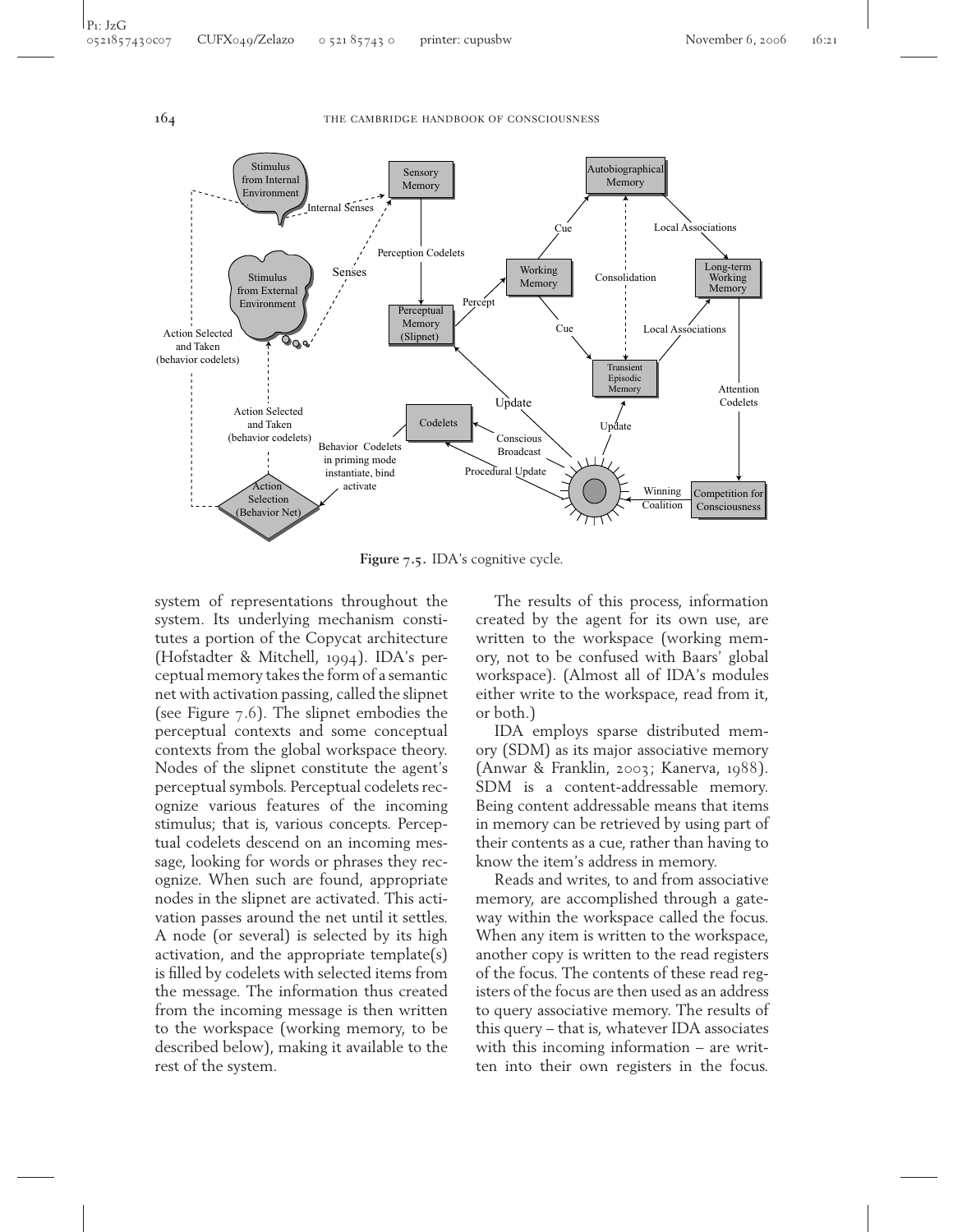**Figure 7.5.** IDA's cognitive cycle.

system of representations throughout the system. Its underlying mechanism constitutes a portion of the Copycat architecture (Hofstadter & Mitchell, 1994). IDA's perceptual memory takes the form of a semantic net with activation passing, called the slipnet (see Figure 7.6). The slipnet embodies the perceptual contexts and some conceptual contexts from the global workspace theory. Nodes of the slipnet constitute the agent's perceptual symbols. Perceptual codelets recognize various features of the incoming stimulus; that is, various concepts. Perceptual codelets descend on an incoming message, looking for words or phrases they recognize. When such are found, appropriate nodes in the slipnet are activated. This activation passes around the net until it settles. A node (or several) is selected by its high activation, and the appropriate template(s) is filled by codelets with selected items from the message. The information thus created from the incoming message is then written to the workspace (working memory, to be described below), making it available to the rest of the system.

The results of this process, information created by the agent for its own use, are written to the workspace (working memory, not to be confused with Baars' global workspace). (Almost all of IDA's modules either write to the workspace, read from it, or both.)

IDA employs sparse distributed memory (SDM) as its major associative memory (Anwar & Franklin, 2003; Kanerva, 1988). SDM is a content-addressable memory. Being content addressable means that items in memory can be retrieved by using part of their contents as a cue, rather than having to know the item's address in memory.

Reads and writes, to and from associative memory, are accomplished through a gateway within the workspace called the focus. When any item is written to the workspace, another copy is written to the read registers of the focus. The contents of these read registers of the focus are then used as an address to query associative memory. The results of this query – that is, whatever IDA associates with this incoming information – are written into their own registers in the focus.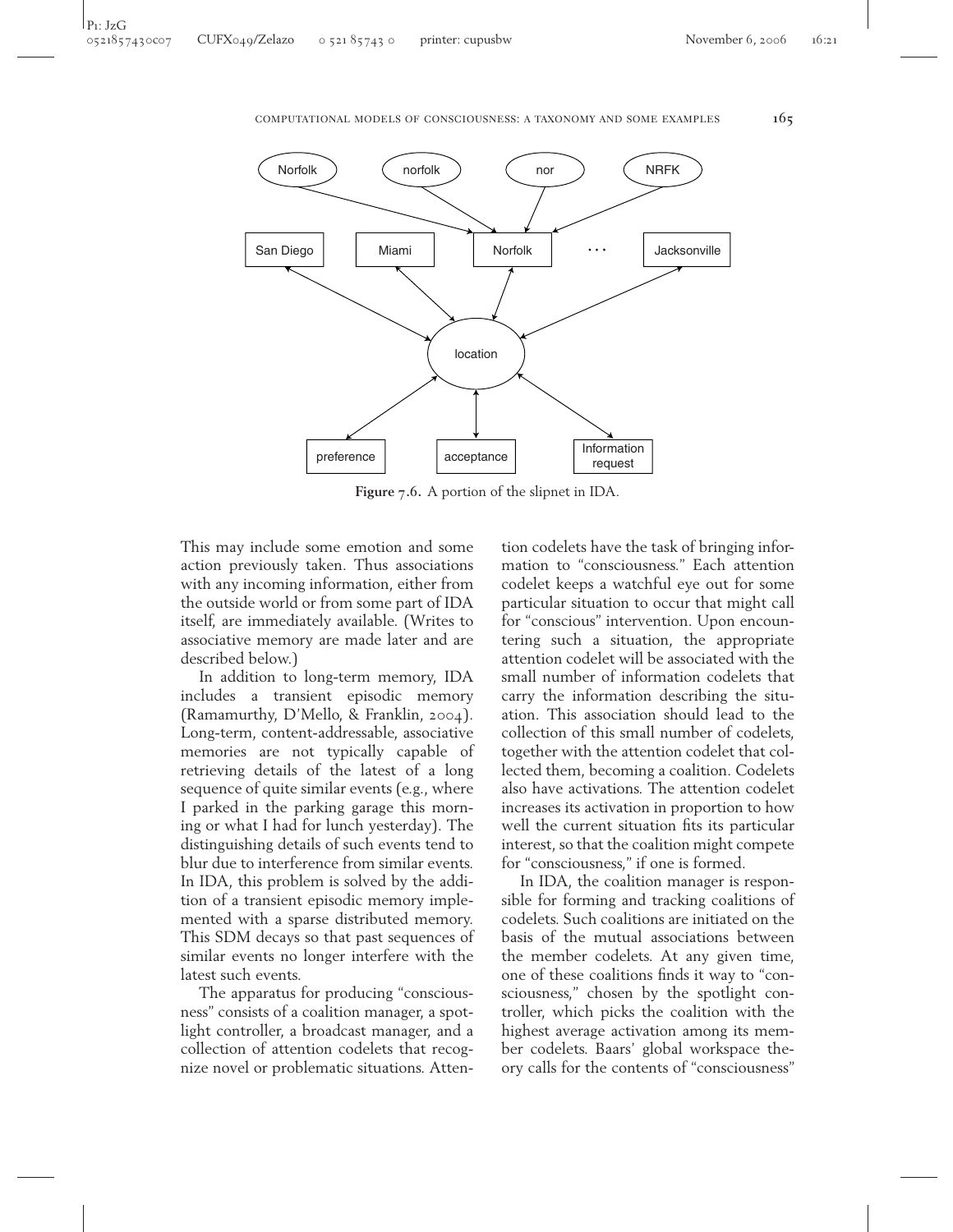Norfolk

norfolk

nor

NRFK

San Diego

Miami

Norfolk

. . .

Jacksonville

location

preference

acceptance

Information request

**Figure 7.6.** A portion of the slipnet in IDA.

This may include some emotion and some action previously taken. Thus associations with any incoming information, either from the outside world or from some part of IDA itself, are immediately available. (Writes to associative memory are made later and are described below.)

In addition to long-term memory, IDA includes a transient episodic memory (Ramamurthy, D'Mello, & Franklin, 2004). Long-term, content-addressable, associative memories are not typically capable of retrieving details of the latest of a long sequence of quite similar events (e.g., where I parked in the parking garage this morning or what I had for lunch yesterday). The distinguishing details of such events tend to blur due to interference from similar events. In IDA, this problem is solved by the addition of a transient episodic memory implemented with a sparse distributed memory. This SDM decays so that past sequences of similar events no longer interfere with the latest such events.

The apparatus for producing "consciousness" consists of a coalition manager, a spotlight controller, a broadcast manager, and a collection of attention codelets that recognize novel or problematic situations. Attention codelets have the task of bringing information to "consciousness." Each attention codelet keeps a watchful eye out for some particular situation to occur that might call for "conscious" intervention. Upon encountering such a situation, the appropriate attention codelet will be associated with the small number of information codelets that carry the information describing the situation. This association should lead to the collection of this small number of codelets, together with the attention codelet that collected them, becoming a coalition. Codelets also have activations. The attention codelet increases its activation in proportion to how well the current situation fits its particular interest, so that the coalition might compete for "consciousness," if one is formed.

In IDA, the coalition manager is responsible for forming and tracking coalitions of codelets. Such coalitions are initiated on the basis of the mutual associations between the member codelets. At any given time, one of these coalitions finds it way to "consciousness," chosen by the spotlight controller, which picks the coalition with the highest average activation among its member codelets. Baars' global workspace theory calls for the contents of "consciousness"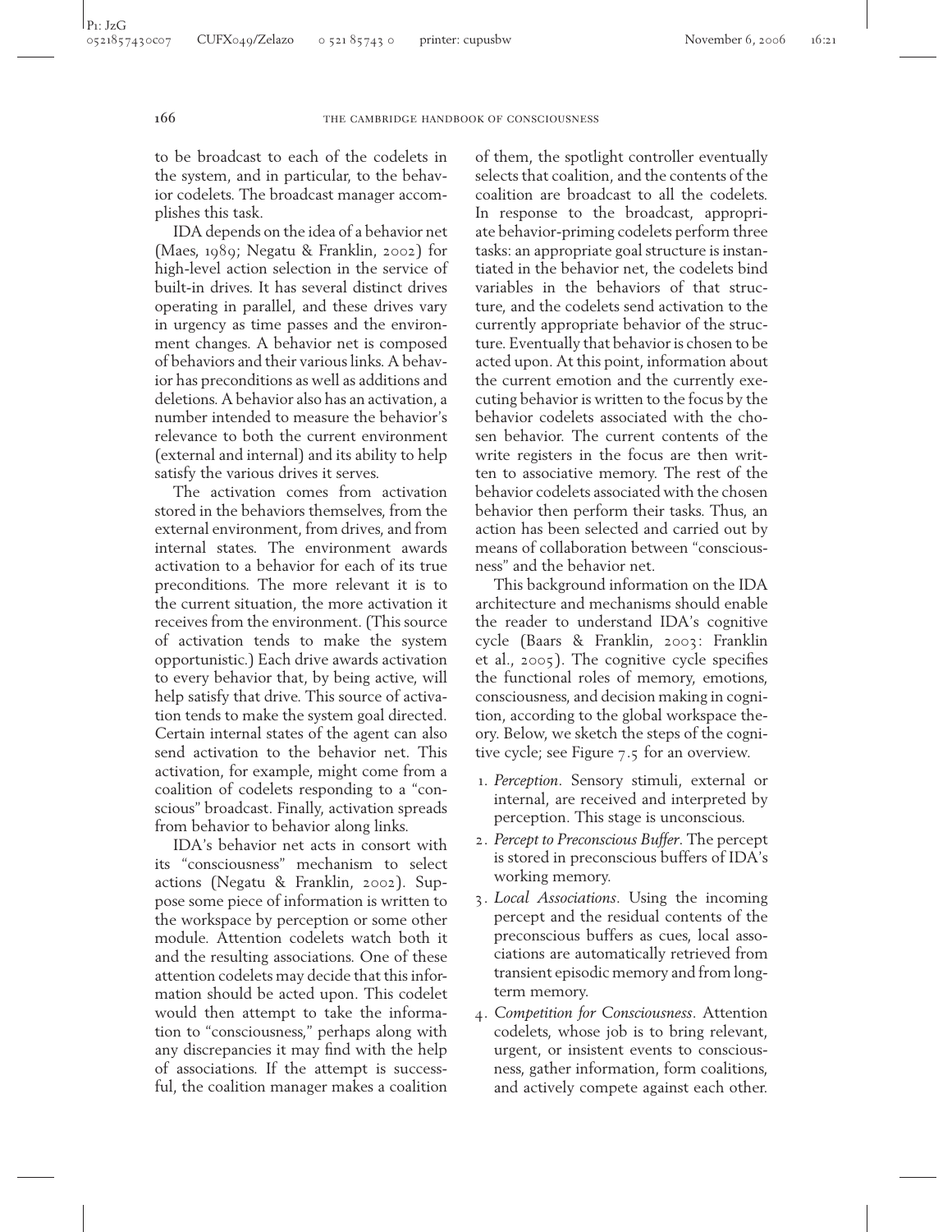to be broadcast to each of the codelets in the system, and in particular, to the behavior codelets. The broadcast manager accomplishes this task.

IDA depends on the idea of a behavior net (Maes, 1989; Negatu & Franklin, 2002) for high-level action selection in the service of built-in drives. It has several distinct drives operating in parallel, and these drives vary in urgency as time passes and the environment changes. A behavior net is composed of behaviors and their various links. A behavior has preconditions as well as additions and deletions. A behavior also has an activation, a number intended to measure the behavior's relevance to both the current environment (external and internal) and its ability to help satisfy the various drives it serves.

The activation comes from activation stored in the behaviors themselves, from the external environment, from drives, and from internal states. The environment awards activation to a behavior for each of its true preconditions. The more relevant it is to the current situation, the more activation it receives from the environment. (This source of activation tends to make the system opportunistic.) Each drive awards activation to every behavior that, by being active, will help satisfy that drive. This source of activation tends to make the system goal directed. Certain internal states of the agent can also send activation to the behavior net. This activation, for example, might come from a coalition of codelets responding to a "conscious" broadcast. Finally, activation spreads from behavior to behavior along links.

IDA's behavior net acts in consort with its "consciousness" mechanism to select actions (Negatu & Franklin, 2002). Suppose some piece of information is written to the workspace by perception or some other module. Attention codelets watch both it and the resulting associations. One of these attention codelets may decide that this information should be acted upon. This codelet would then attempt to take the information to "consciousness," perhaps along with any discrepancies it may find with the help of associations. If the attempt is successful, the coalition manager makes a coalition of them, the spotlight controller eventually selects that coalition, and the contents of the coalition are broadcast to all the codelets. In response to the broadcast, appropriate behavior-priming codelets perform three tasks: an appropriate goal structure is instantiated in the behavior net, the codelets bind variables in the behaviors of that structure, and the codelets send activation to the currently appropriate behavior of the structure. Eventually that behavior is chosen to be acted upon. At this point, information about the current emotion and the currently executing behavior is written to the focus by the behavior codelets associated with the chosen behavior. The current contents of the write registers in the focus are then written to associative memory. The rest of the behavior codelets associated with the chosen behavior then perform their tasks. Thus, an action has been selected and carried out by means of collaboration between "consciousness" and the behavior net.

This background information on the IDA architecture and mechanisms should enable the reader to understand IDA's cognitive cycle (Baars & Franklin, 2003; Franklin et al., 2005). The cognitive cycle specifies the functional roles of memory, emotions, consciousness, and decision making in cognition, according to the global workspace theory. Below, we sketch the steps of the cognitive cycle; see Figure 7.5 for an overview.

1. *Perception*. Sensory stimuli, external or internal, are received and interpreted by perception. This stage is unconscious.
2. *Percept to Preconscious Buffer*. The percept is stored in preconscious buffers of IDA's working memory.
3. *Local Associations*. Using the incoming percept and the residual contents of the preconscious buffers as cues, local associations are automatically retrieved from transient episodic memory and from long-term memory.
4. *Competition for Consciousness*. Attention codelets, whose job is to bring relevant, urgent, or insistent events to consciousness, gather information, form coalitions, and actively compete against each other.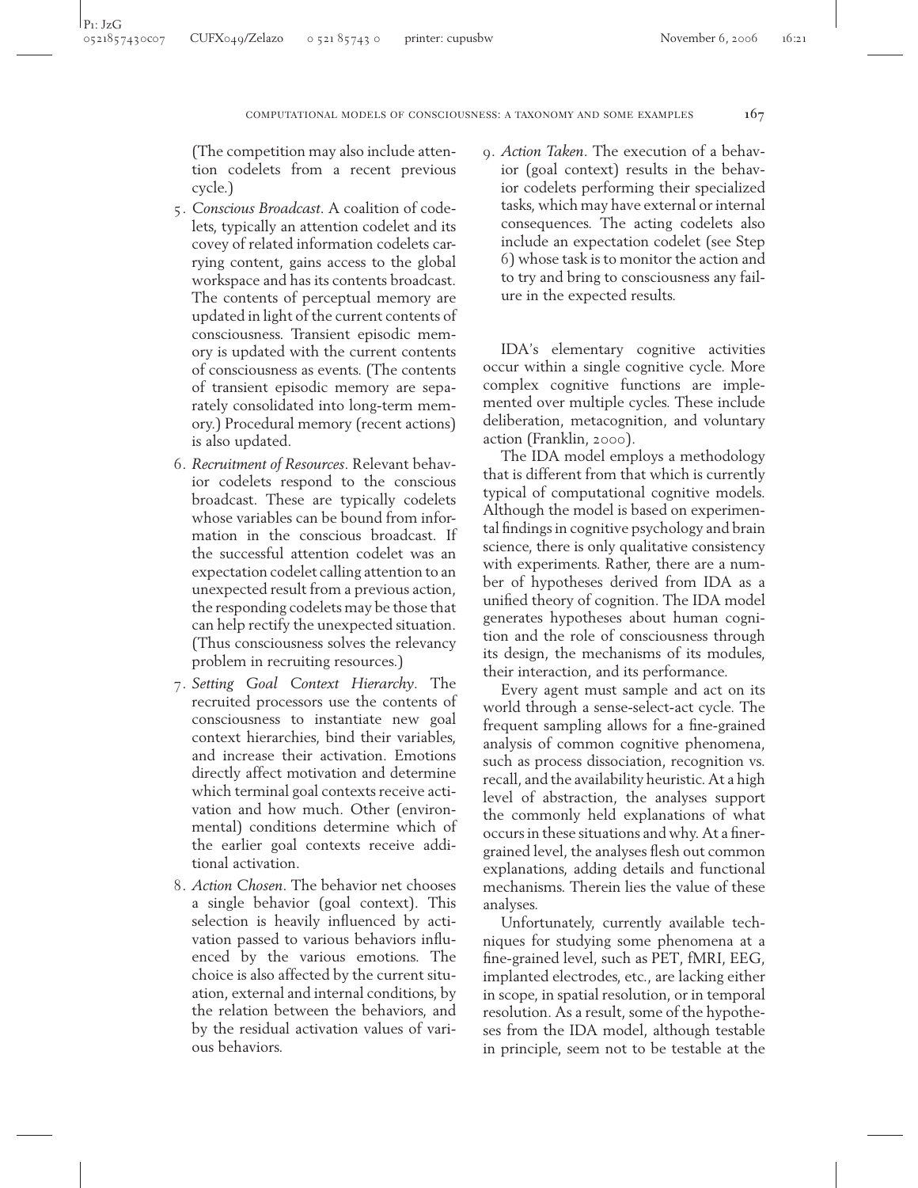(The competition may also include attention codelets from a recent previous cycle.)

5. *Conscious Broadcast*. A coalition of codelets, typically an attention codelet and its covey of related information codelets carrying content, gains access to the global workspace and has its contents broadcast. The contents of perceptual memory are updated in light of the current contents of consciousness. Transient episodic memory is updated with the current contents of consciousness as events. (The contents of transient episodic memory are separately consolidated into long-term memory.) Procedural memory (recent actions) is also updated.
6. *Recruitment of Resources*. Relevant behavior codelets respond to the conscious broadcast. These are typically codelets whose variables can be bound from information in the conscious broadcast. If the successful attention codelet was an expectation codelet calling attention to an unexpected result from a previous action, the responding codelets may be those that can help rectify the unexpected situation. (Thus consciousness solves the relevancy problem in recruiting resources.)
7. *Setting Goal Context Hierarchy*. The recruited processors use the contents of consciousness to instantiate new goal context hierarchies, bind their variables, and increase their activation. Emotions directly affect motivation and determine which terminal goal contexts receive activation and how much. Other (environmental) conditions determine which of the earlier goal contexts receive additional activation.
8. *Action Chosen*. The behavior net chooses a single behavior (goal context). This selection is heavily influenced by activation passed to various behaviors influenced by the various emotions. The choice is also affected by the current situation, external and internal conditions, by the relation between the behaviors, and by the residual activation values of various behaviors.
9. *Action Taken*. The execution of a behavior (goal context) results in the behavior codelets performing their specialized tasks, which may have external or internal consequences. The acting codelets also include an expectation codelet (see Step 6) whose task is to monitor the action and to try and bring to consciousness any failure in the expected results.

IDA's elementary cognitive activities occur within a single cognitive cycle. More complex cognitive functions are implemented over multiple cycles. These include deliberation, metacognition, and voluntary action (Franklin, 2000).

The IDA model employs a methodology that is different from that which is currently typical of computational cognitive models. Although the model is based on experimental findings in cognitive psychology and brain science, there is only qualitative consistency with experiments. Rather, there are a number of hypotheses derived from IDA as a unified theory of cognition. The IDA model generates hypotheses about human cognition and the role of consciousness through its design, the mechanisms of its modules, their interaction, and its performance.

Every agent must sample and act on its world through a sense-select-act cycle. The frequent sampling allows for a fine-grained analysis of common cognitive phenomena, such as process dissociation, recognition vs. recall, and the availability heuristic. At a high level of abstraction, the analyses support the commonly held explanations of what occurs in these situations and why. At a finer-grained level, the analyses flesh out common explanations, adding details and functional mechanisms. Therein lies the value of these analyses.

Unfortunately, currently available techniques for studying some phenomena at a fine-grained level, such as PET, fMRI, EEG, implanted electrodes, etc., are lacking either in scope, in spatial resolution, or in temporal resolution. As a result, some of the hypotheses from the IDA model, although testable in principle, seem not to be testable at the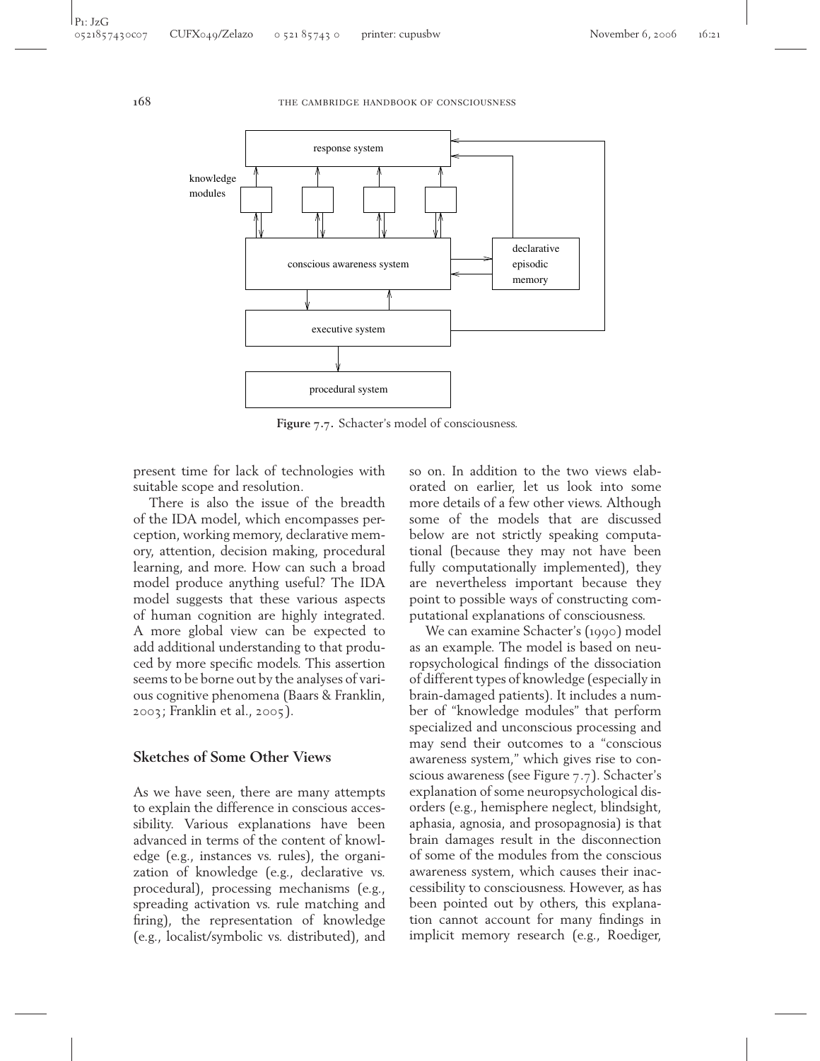**Figure 7.7.** Schacter's model of consciousness.

present time for lack of technologies with suitable scope and resolution.

There is also the issue of the breadth of the IDA model, which encompasses perception, working memory, declarative memory, attention, decision making, procedural learning, and more. How can such a broad model produce anything useful? The IDA model suggests that these various aspects of human cognition are highly integrated. A more global view can be expected to add additional understanding to that produced by more specific models. This assertion seems to be borne out by the analyses of various cognitive phenomena (Baars & Franklin, 2003; Franklin et al., 2005).

## Sketches of Some Other Views

As we have seen, there are many attempts to explain the difference in conscious accessibility. Various explanations have been advanced in terms of the content of knowledge (e.g., instances vs. rules), the organization of knowledge (e.g., declarative vs. procedural), processing mechanisms (e.g., spreading activation vs. rule matching and firing), the representation of knowledge (e.g., localist/symbolic vs. distributed), and so on. In addition to the two views elaborated on earlier, let us look into some more details of a few other views. Although some of the models that are discussed below are not strictly speaking computational (because they may not have been fully computationally implemented), they are nevertheless important because they point to possible ways of constructing computational explanations of consciousness.

We can examine Schacter's (1990) model as an example. The model is based on neuropsychological findings of the dissociation of different types of knowledge (especially in brain-damaged patients). It includes a number of "knowledge modules" that perform specialized and unconscious processing and may send their outcomes to a "conscious awareness system," which gives rise to conscious awareness (see Figure 7.7). Schacter's explanation of some neuropsychological disorders (e.g., hemisphere neglect, blindsight, aphasia, agnosia, and prosopagnosia) is that brain damages result in the disconnection of some of the modules from the conscious awareness system, which causes their inaccessibility to consciousness. However, as has been pointed out by others, this explanation cannot account for many findings in implicit memory research (e.g., Roediger,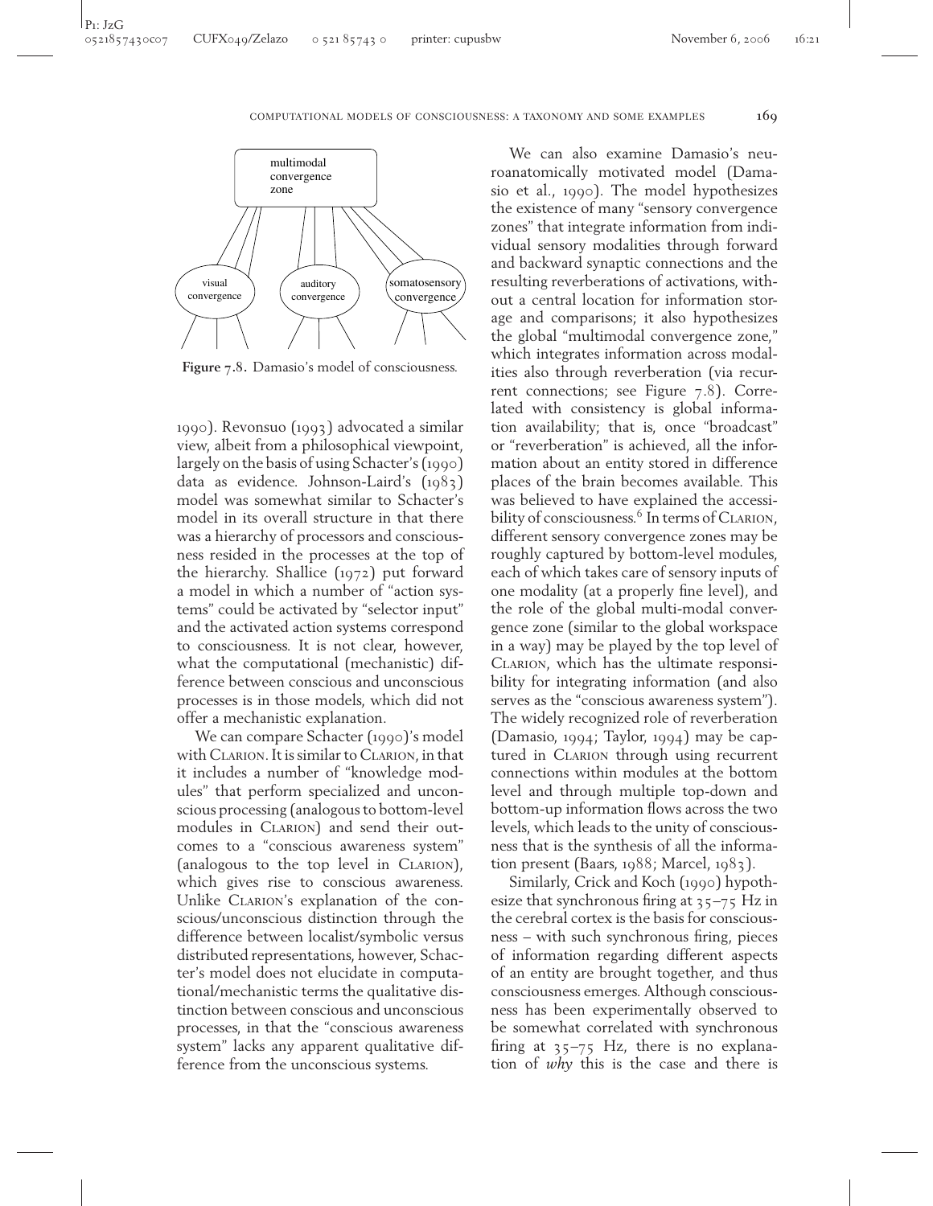1990). Revonsuo (1993) advocated a similar view, albeit from a philosophical viewpoint, largely on the basis of using Schacter's (1990) data as evidence. Johnson-Laird's (1983) model was somewhat similar to Schacter's model in its overall structure in that there was a hierarchy of processors and consciousness resided in the processes at the top of the hierarchy. Shallice (1972) put forward a model in which a number of "action systems" could be activated by "selector input" and the activated action systems correspond to consciousness. It is not clear, however, what the computational (mechanistic) difference between conscious and unconscious processes is in those models, which did not offer a mechanistic explanation.

We can compare Schacter (1990)'s model with CLARION. It is similar to CLARION, in that it includes a number of "knowledge modules" that perform specialized and unconscious processing (analogous to bottom-level modules in CLARION) and send their outcomes to a "conscious awareness system" (analogous to the top level in CLARION), which gives rise to conscious awareness. Unlike CLARION's explanation of the conscious/unconscious distinction through the difference between localist/symbolic versus distributed representations, however, Schacter's model does not elucidate in computational/mechanistic terms the qualitative distinction between conscious and unconscious processes, in that the "conscious awareness system" lacks any apparent qualitative difference from the unconscious systems.

multimodal convergence zone

visual convergence | auditory convergence | somatosensory convergence

**Figure 7.8.** Damasio's model of consciousness.

We can also examine Damasio's neuroanatomically motivated model (Damasio et al., 1990). The model hypothesizes the existence of many "sensory convergence zones" that integrate information from individual sensory modalities through forward and backward synaptic connections and the resulting reverberations of activations, without a central location for information storage and comparisons; it also hypothesizes the global "multimodal convergence zone," which integrates information across modalities also through reverberation (via recurrent connections; see Figure 7.8). Correlated with consistency is global information availability; that is, once "broadcast" or "reverberation" is achieved, all the information about an entity stored in difference places of the brain becomes available. This was believed to have explained the accessibility of consciousness.[6] In terms of CLARION, different sensory convergence zones may be roughly captured by bottom-level modules, each of which takes care of sensory inputs of one modality (at a properly fine level), and the role of the global multi-modal convergence zone (similar to the global workspace in a way) may be played by the top level of CLARION, which has the ultimate responsibility for integrating information (and also serves as the "conscious awareness system"). The widely recognized role of reverberation (Damasio, 1994; Taylor, 1994) may be captured in CLARION through using recurrent connections within modules at the bottom level and through multiple top-down and bottom-up information flows across the two levels, which leads to the unity of consciousness that is the synthesis of all the information present (Baars, 1988; Marcel, 1983).

Similarly, Crick and Koch (1990) hypothesize that synchronous firing at 35–75 Hz in the cerebral cortex is the basis for consciousness – with such synchronous firing, pieces of information regarding different aspects of an entity are brought together, and thus consciousness emerges. Although consciousness has been experimentally observed to be somewhat correlated with synchronous firing at 35–75 Hz, there is no explanation of *why* this is the case and there is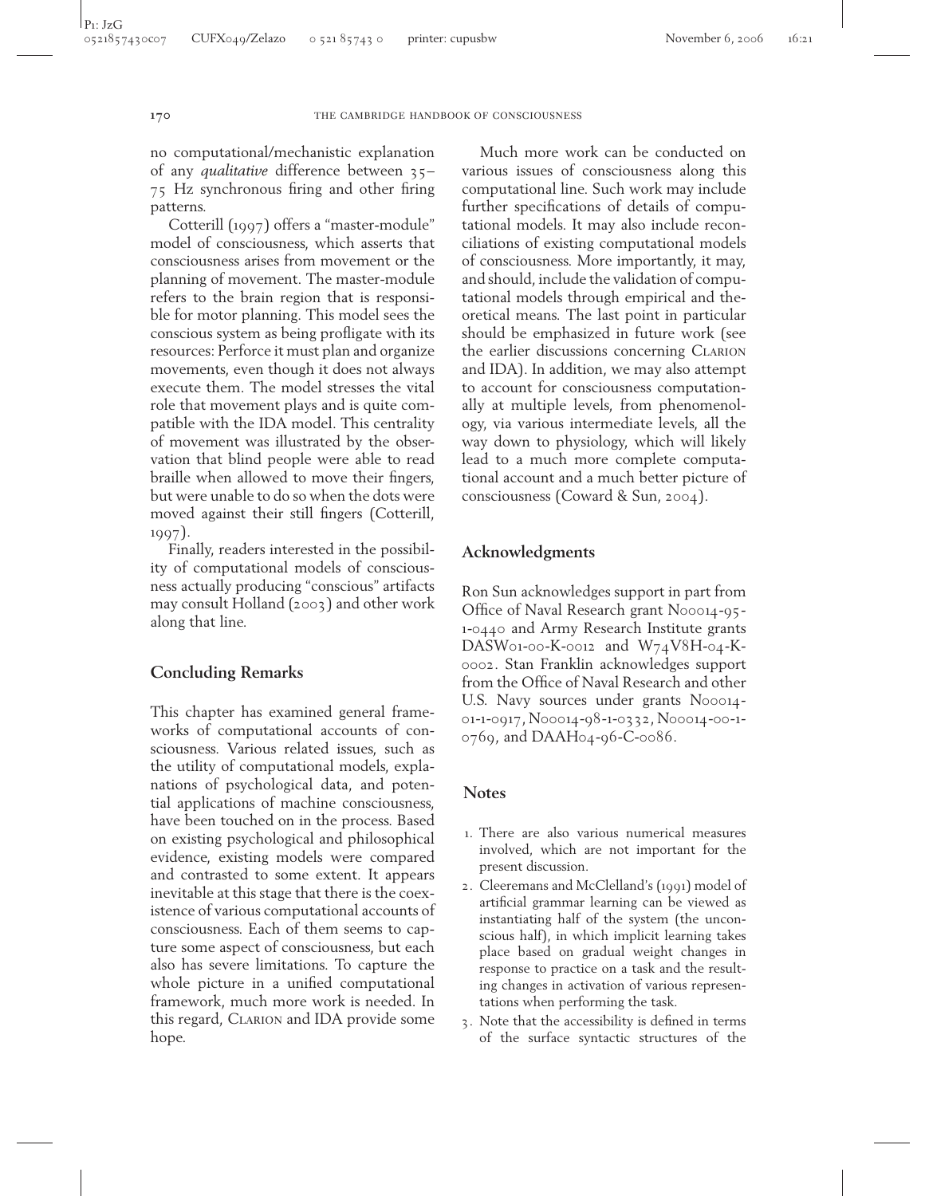no computational/mechanistic explanation of any *qualitative* difference between 35–75 Hz synchronous firing and other firing patterns.

Cotterill (1997) offers a "master-module" model of consciousness, which asserts that consciousness arises from movement or the planning of movement. The master-module refers to the brain region that is responsible for motor planning. This model sees the conscious system as being profligate with its resources: Perforce it must plan and organize movements, even though it does not always execute them. The model stresses the vital role that movement plays and is quite compatible with the IDA model. This centrality of movement was illustrated by the observation that blind people were able to read braille when allowed to move their fingers, but were unable to do so when the dots were moved against their still fingers (Cotterill, 1997).

Finally, readers interested in the possibility of computational models of consciousness actually producing "conscious" artifacts may consult Holland (2003) and other work along that line.

## Concluding Remarks

This chapter has examined general frameworks of computational accounts of consciousness. Various related issues, such as the utility of computational models, explanations of psychological data, and potential applications of machine consciousness, have been touched on in the process. Based on existing psychological and philosophical evidence, existing models were compared and contrasted to some extent. It appears inevitable at this stage that there is the coexistence of various computational accounts of consciousness. Each of them seems to capture some aspect of consciousness, but each also has severe limitations. To capture the whole picture in a unified computational framework, much more work is needed. In this regard, CLARION and IDA provide some hope.

Much more work can be conducted on various issues of consciousness along this computational line. Such work may include further specifications of details of computational models. It may also include reconciliations of existing computational models of consciousness. More importantly, it may, and should, include the validation of computational models through empirical and theoretical means. The last point in particular should be emphasized in future work (see the earlier discussions concerning CLARION and IDA). In addition, we may also attempt to account for consciousness computationally at multiple levels, from phenomenology, via various intermediate levels, all the way down to physiology, which will likely lead to a much more complete computational account and a much better picture of consciousness (Coward & Sun, 2004).

## Acknowledgments

Ron Sun acknowledges support in part from Office of Naval Research grant N00014-95-1-0440 and Army Research Institute grants DASW01-00-K-0012 and W74V8H-04-K-0002. Stan Franklin acknowledges support from the Office of Naval Research and other U.S. Navy sources under grants N00014-01-1-0917, N00014-98-1-0332, N00014-00-1-0769, and DAAH04-96-C-0086.

## Notes

1. There are also various numerical measures involved, which are not important for the present discussion.
2. Cleeremans and McClelland's (1991) model of artificial grammar learning can be viewed as instantiating half of the system (the unconscious half), in which implicit learning takes place based on gradual weight changes in response to practice on a task and the resulting changes in activation of various representations when performing the task.
3. Note that the accessibility is defined in terms of the surface syntactic structures of the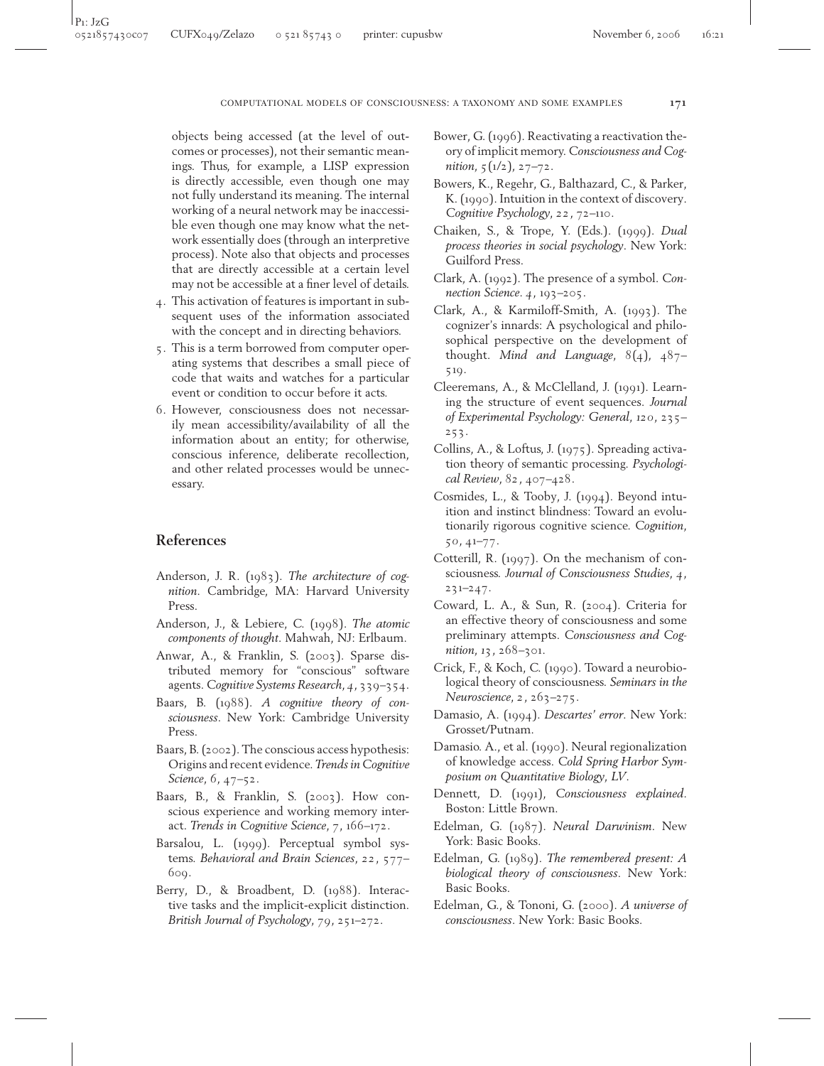objects being accessed (at the level of outcomes or processes), not their semantic meanings. Thus, for example, a LISP expression is directly accessible, even though one may not fully understand its meaning. The internal working of a neural network may be inaccessible even though one may know what the network essentially does (through an interpretive process). Note also that objects and processes that are directly accessible at a certain level may not be accessible at a finer level of details.

4. This activation of features is important in subsequent uses of the information associated with the concept and in directing behaviors.
5. This is a term borrowed from computer operating systems that describes a small piece of code that waits and watches for a particular event or condition to occur before it acts.
6. However, consciousness does not necessarily mean accessibility/availability of all the information about an entity; for otherwise, conscious inference, deliberate recollection, and other related processes would be unnecessary.

## References

Anderson, J. R. (1983). *The architecture of cognition*. Cambridge, MA: Harvard University Press.

Anderson, J., & Lebiere, C. (1998). *The atomic components of thought*. Mahwah, NJ: Erlbaum.

Anwar, A., & Franklin, S. (2003). Sparse distributed memory for "conscious" software agents. *Cognitive Systems Research*, *4*, 339–354.

Baars, B. (1988). *A cognitive theory of consciousness*. New York: Cambridge University Press.

Baars, B. (2002). The conscious access hypothesis: Origins and recent evidence. *Trends in Cognitive Science*, *6*, 47–52.

Baars, B., & Franklin, S. (2003). How conscious experience and working memory interact. *Trends in Cognitive Science*, *7*, 166–172.

Barsalou, L. (1999). Perceptual symbol systems. *Behavioral and Brain Sciences*, *22*, 577–609.

Berry, D., & Broadbent, D. (1988). Interactive tasks and the implicit-explicit distinction. *British Journal of Psychology*, *79*, 251–272.

Bower, G. (1996). Reactivating a reactivation theory of implicit memory. *Consciousness and Cognition*, *5*(1/2), 27–72.

Bowers, K., Regehr, G., Balthazard, C., & Parker, K. (1990). Intuition in the context of discovery. *Cognitive Psychology*, *22*, 72–110.

Chaiken, S., & Trope, Y. (Eds.). (1999). *Dual process theories in social psychology*. New York: Guilford Press.

Clark, A. (1992). The presence of a symbol. *Connection Science*. *4*, 193–205.

Clark, A., & Karmiloff-Smith, A. (1993). The cognizer's innards: A psychological and philosophical perspective on the development of thought. *Mind and Language*, *8*(4), 487–519.

Cleeremans, A., & McClelland, J. (1991). Learning the structure of event sequences. *Journal of Experimental Psychology: General*, *120*, 235–253.

Collins, A., & Loftus, J. (1975). Spreading activation theory of semantic processing. *Psychological Review*, *82*, 407–428.

Cosmides, L., & Tooby, J. (1994). Beyond intuition and instinct blindness: Toward an evolutionarily rigorous cognitive science. *Cognition*, *50*, 41–77.

Cotterill, R. (1997). On the mechanism of consciousness. *Journal of Consciousness Studies*, *4*, 231–247.

Coward, L. A., & Sun, R. (2004). Criteria for an effective theory of consciousness and some preliminary attempts. *Consciousness and Cognition*, *13*, 268–301.

Crick, F., & Koch, C. (1990). Toward a neurobiological theory of consciousness. *Seminars in the Neuroscience*, *2*, 263–275.

Damasio, A. (1994). *Descartes' error*. New York: Grosset/Putnam.

Damasio. A., et al. (1990). Neural regionalization of knowledge access. *Cold Spring Harbor Symposium on Quantitative Biology*, *LV*.

Dennett, D. (1991), *Consciousness explained*. Boston: Little Brown.

Edelman, G. (1987). *Neural Darwinism*. New York: Basic Books.

Edelman, G. (1989). *The remembered present: A biological theory of consciousness*. New York: Basic Books.

Edelman, G., & Tononi, G. (2000). *A universe of consciousness*. New York: Basic Books.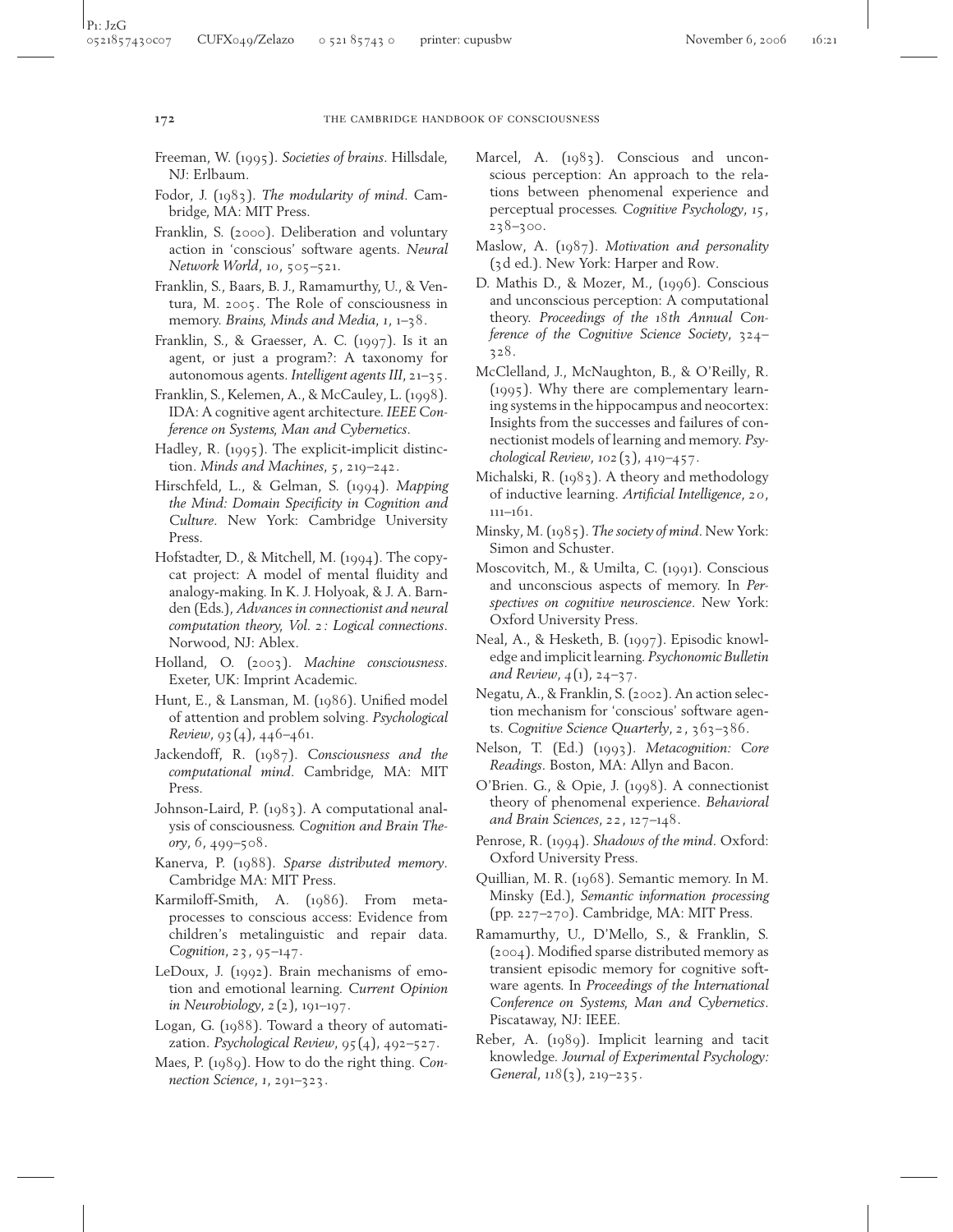Freeman, W. (1995). *Societies of brains*. Hillsdale, NJ: Erlbaum.

Fodor, J. (1983). *The modularity of mind*. Cambridge, MA: MIT Press.

Franklin, S. (2000). Deliberation and voluntary action in 'conscious' software agents. *Neural Network World*, *10*, 505–521.

Franklin, S., Baars, B. J., Ramamurthy, U., & Ventura, M. 2005. The Role of consciousness in memory. *Brains, Minds and Media*, *1*, 1–38.

Franklin, S., & Graesser, A. C. (1997). Is it an agent, or just a program?: A taxonomy for autonomous agents. *Intelligent agents III*, 21–35.

Franklin, S., Kelemen, A., & McCauley, L. (1998). IDA: A cognitive agent architecture. *IEEE Conference on Systems, Man and Cybernetics*.

Hadley, R. (1995). The explicit-implicit distinction. *Minds and Machines*, *5*, 219–242.

Hirschfeld, L., & Gelman, S. (1994). *Mapping the Mind: Domain Specificity in Cognition and Culture*. New York: Cambridge University Press.

Hofstadter, D., & Mitchell, M. (1994). The copycat project: A model of mental fluidity and analogy-making. In K. J. Holyoak, & J. A. Barnden (Eds.), *Advances in connectionist and neural computation theory, Vol. 2: Logical connections*. Norwood, NJ: Ablex.

Holland, O. (2003). *Machine consciousness*. Exeter, UK: Imprint Academic.

Hunt, E., & Lansman, M. (1986). Unified model of attention and problem solving. *Psychological Review*, *93*(4), 446–461.

Jackendoff, R. (1987). *Consciousness and the computational mind*. Cambridge, MA: MIT Press.

Johnson-Laird, P. (1983). A computational analysis of consciousness. *Cognition and Brain Theory*, *6*, 499–508.

Kanerva, P. (1988). *Sparse distributed memory*. Cambridge MA: MIT Press.

Karmiloff-Smith, A. (1986). From metaprocesses to conscious access: Evidence from children's metalinguistic and repair data. *Cognition*, *23*, 95–147.

LeDoux, J. (1992). Brain mechanisms of emotion and emotional learning. *Current Opinion in Neurobiology*, *2*(2), 191–197.

Logan, G. (1988). Toward a theory of automatization. *Psychological Review*, *95*(4), 492–527.

Maes, P. (1989). How to do the right thing. *Connection Science*, *1*, 291–323.

Marcel, A. (1983). Conscious and unconscious perception: An approach to the relations between phenomenal experience and perceptual processes. *Cognitive Psychology*, *15*, 238–300.

Maslow, A. (1987). *Motivation and personality* (3d ed.). New York: Harper and Row.

D. Mathis D., & Mozer, M., (1996). Conscious and unconscious perception: A computational theory. *Proceedings of the 18th Annual Conference of the Cognitive Science Society*, 324–328.

McClelland, J., McNaughton, B., & O'Reilly, R. (1995). Why there are complementary learning systems in the hippocampus and neocortex: Insights from the successes and failures of connectionist models of learning and memory. *Psychological Review*, *102*(3), 419–457.

Michalski, R. (1983). A theory and methodology of inductive learning. *Artificial Intelligence*, *20*, 111–161.

Minsky, M. (1985). *The society of mind*. New York: Simon and Schuster.

Moscovitch, M., & Umilta, C. (1991). Conscious and unconscious aspects of memory. In *Perspectives on cognitive neuroscience*. New York: Oxford University Press.

Neal, A., & Hesketh, B. (1997). Episodic knowledge and implicit learning. *Psychonomic Bulletin and Review*, *4*(1), 24–37.

Negatu, A., & Franklin, S. (2002). An action selection mechanism for 'conscious' software agents. *Cognitive Science Quarterly*, *2*, 363–386.

Nelson, T. (Ed.) (1993). *Metacognition: Core Readings*. Boston, MA: Allyn and Bacon.

O'Brien. G., & Opie, J. (1998). A connectionist theory of phenomenal experience. *Behavioral and Brain Sciences*, *22*, 127–148.

Penrose, R. (1994). *Shadows of the mind*. Oxford: Oxford University Press.

Quillian, M. R. (1968). Semantic memory. In M. Minsky (Ed.), *Semantic information processing* (pp. 227–270). Cambridge, MA: MIT Press.

Ramamurthy, U., D'Mello, S., & Franklin, S. (2004). Modified sparse distributed memory as transient episodic memory for cognitive software agents. In *Proceedings of the International Conference on Systems, Man and Cybernetics*. Piscataway, NJ: IEEE.

Reber, A. (1989). Implicit learning and tacit knowledge. *Journal of Experimental Psychology: General*, *118*(3), 219–235.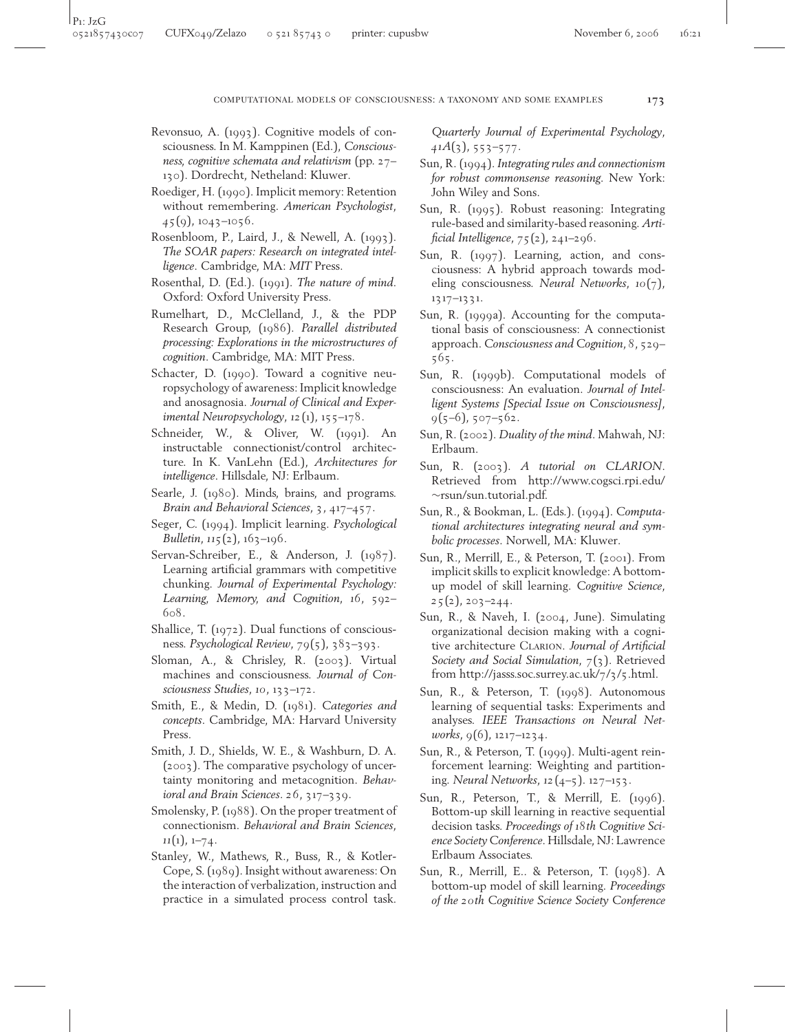Revonsuo, A. (1993). Cognitive models of consciousness. In M. Kamppinen (Ed.), *Consciousness, cognitive schemata and relativism* (pp. 27–130). Dordrecht, Netheland: Kluwer.

Roediger, H. (1990). Implicit memory: Retention without remembering. *American Psychologist*, *45*(9), 1043–1056.

Rosenbloom, P., Laird, J., & Newell, A. (1993). *The SOAR papers: Research on integrated intelligence*. Cambridge, MA: MIT Press.

Rosenthal, D. (Ed.). (1991). *The nature of mind*. Oxford: Oxford University Press.

Rumelhart, D., McClelland, J., & the PDP Research Group, (1986). *Parallel distributed processing: Explorations in the microstructures of cognition*. Cambridge, MA: MIT Press.

Schacter, D. (1990). Toward a cognitive neuropsychology of awareness: Implicit knowledge and anosagnosia. *Journal of Clinical and Experimental Neuropsychology*, *12*(1), 155–178.

Schneider, W., & Oliver, W. (1991). An instructable connectionist/control architecture. In K. VanLehn (Ed.), *Architectures for intelligence*. Hillsdale, NJ: Erlbaum.

Searle, J. (1980). Minds, brains, and programs. *Brain and Behavioral Sciences*, 3, 417–457.

Seger, C. (1994). Implicit learning. *Psychological Bulletin*, *115*(2), 163–196.

Servan-Schreiber, E., & Anderson, J. (1987). Learning artificial grammars with competitive chunking. *Journal of Experimental Psychology: Learning, Memory, and Cognition*, 16, 592–608.

Shallice, T. (1972). Dual functions of consciousness. *Psychological Review*, 79(5), 383–393.

Sloman, A., & Chrisley, R. (2003). Virtual machines and consciousness. *Journal of Consciousness Studies*, *10*, 133–172.

Smith, E., & Medin, D. (1981). *Categories and concepts*. Cambridge, MA: Harvard University Press.

Smith, J. D., Shields, W. E., & Washburn, D. A. (2003). The comparative psychology of uncertainty monitoring and metacognition. *Behavioral and Brain Sciences*. 26, 317–339.

Smolensky, P. (1988). On the proper treatment of connectionism. *Behavioral and Brain Sciences*, *11*(1), 1–74.

Stanley, W., Mathews, R., Buss, R., & Kotler-Cope, S. (1989). Insight without awareness: On the interaction of verbalization, instruction and practice in a simulated process control task. *Quarterly Journal of Experimental Psychology*, *41A*(3), 553–577.

Sun, R. (1994). *Integrating rules and connectionism for robust commonsense reasoning*. New York: John Wiley and Sons.

Sun, R. (1995). Robust reasoning: Integrating rule-based and similarity-based reasoning. *Artificial Intelligence*, 75(2), 241–296.

Sun, R. (1997). Learning, action, and consciousness: A hybrid approach towards modeling consciousness. *Neural Networks*, *10*(7), 1317–1331.

Sun, R. (1999a). Accounting for the computational basis of consciousness: A connectionist approach. *Consciousness and Cognition*, 8, 529–565.

Sun, R. (1999b). Computational models of consciousness: An evaluation. *Journal of Intelligent Systems [Special Issue on Consciousness]*, 9(5–6), 507–562.

Sun, R. (2002). *Duality of the mind*. Mahwah, NJ: Erlbaum.

Sun, R. (2003). *A tutorial on CLARION*. Retrieved from http://www.cogsci.rpi.edu/~rsun/sun.tutorial.pdf.

Sun, R., & Bookman, L. (Eds.). (1994). *Computational architectures integrating neural and symbolic processes*. Norwell, MA: Kluwer.

Sun, R., Merrill, E., & Peterson, T. (2001). From implicit skills to explicit knowledge: A bottom-up model of skill learning. *Cognitive Science*, 25(2), 203–244.

Sun, R., & Naveh, I. (2004, June). Simulating organizational decision making with a cognitive architecture CLARION. *Journal of Artificial Society and Social Simulation*, 7(3). Retrieved from http://jasss.soc.surrey.ac.uk/7/3/5.html.

Sun, R., & Peterson, T. (1998). Autonomous learning of sequential tasks: Experiments and analyses. *IEEE Transactions on Neural Networks*, 9(6), 1217–1234.

Sun, R., & Peterson, T. (1999). Multi-agent reinforcement learning: Weighting and partitioning. *Neural Networks*, *12*(4–5). 127–153.

Sun, R., Peterson, T., & Merrill, E. (1996). Bottom-up skill learning in reactive sequential decision tasks. *Proceedings of 18th Cognitive Science Society Conference*. Hillsdale, NJ: Lawrence Erlbaum Associates.

Sun, R., Merrill, E.. & Peterson, T. (1998). A bottom-up model of skill learning. *Proceedings of the 20th Cognitive Science Society Conference*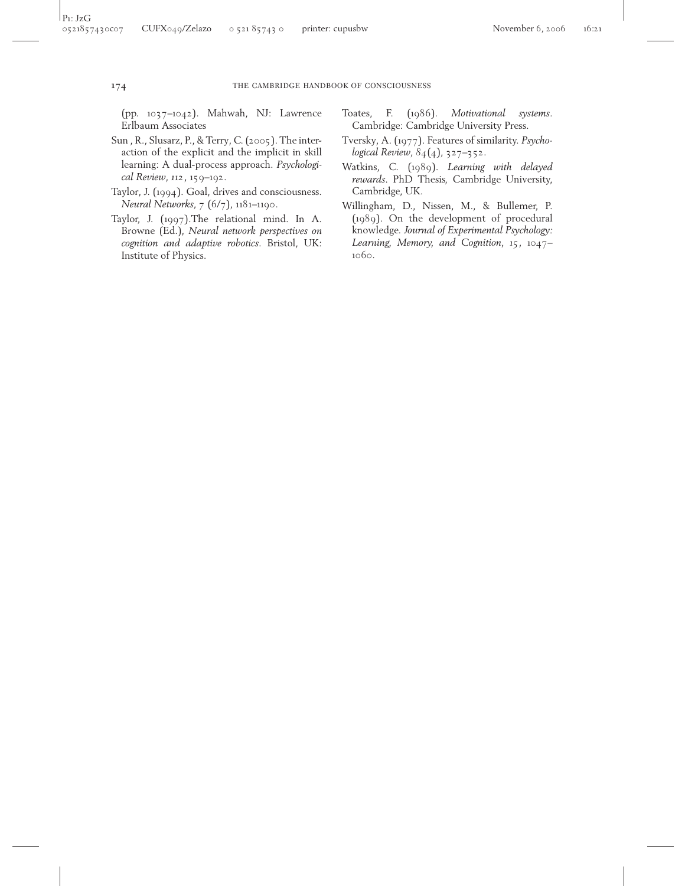(pp. 1037–1042). Mahwah, NJ: Lawrence Erlbaum Associates

Sun , R., Slusarz, P., & Terry, C. (2005). The interaction of the explicit and the implicit in skill learning: A dual-process approach. *Psychological Review*, *112*, 159–192.

Taylor, J. (1994). Goal, drives and consciousness. *Neural Networks*, 7 (6/7), 1181–1190.

Taylor, J. (1997).The relational mind. In A. Browne (Ed.), *Neural network perspectives on cognition and adaptive robotics*. Bristol, UK: Institute of Physics.

Toates, F. (1986). *Motivational systems*. Cambridge: Cambridge University Press.

Tversky, A. (1977). Features of similarity. *Psychological Review*, 84(4), 327–352.

Watkins, C. (1989). *Learning with delayed rewards*. PhD Thesis, Cambridge University, Cambridge, UK.

Willingham, D., Nissen, M., & Bullemer, P. (1989). On the development of procedural knowledge. *Journal of Experimental Psychology: Learning, Memory, and Cognition*, *15*, 1047–1060.